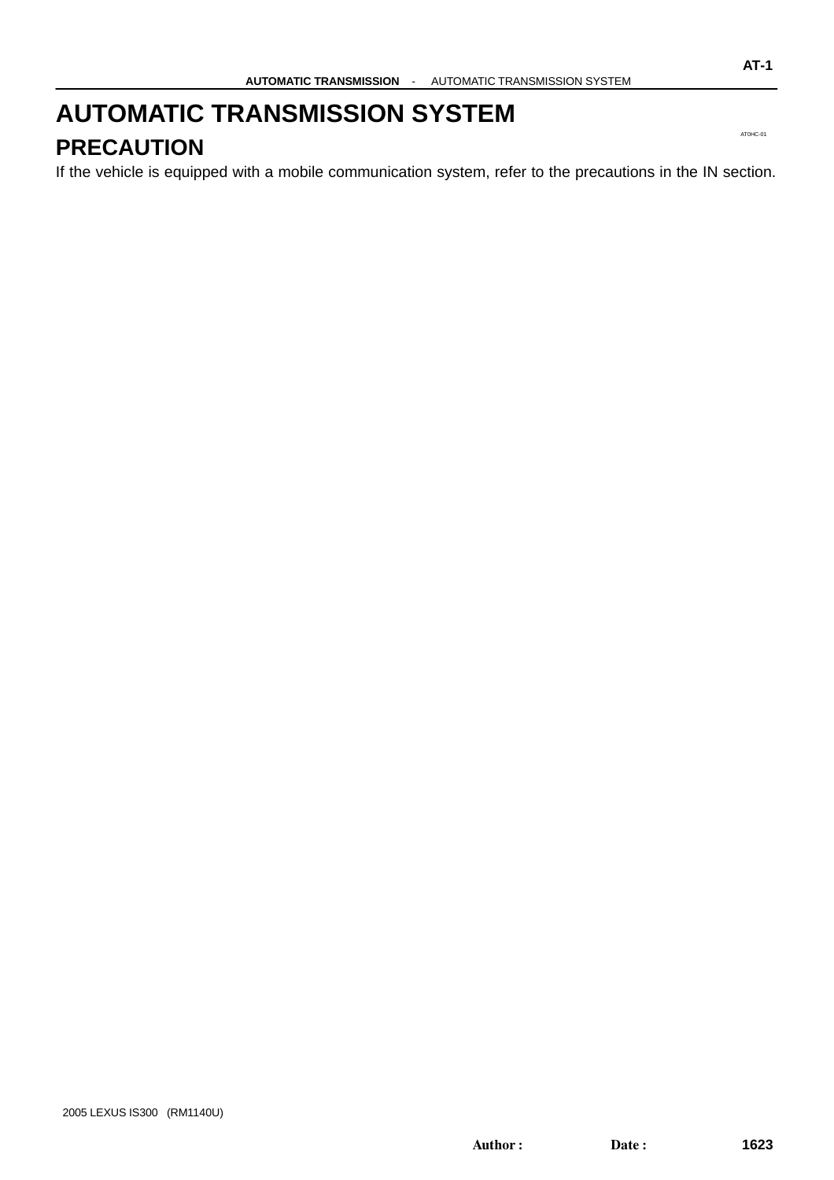# AUTOMATIC TRANSMISSION SYSTEM

AT0HC-01

## PRECAUTION

If the vehicle is equipped with a mobile communication system, refer to the precautions in the IN section.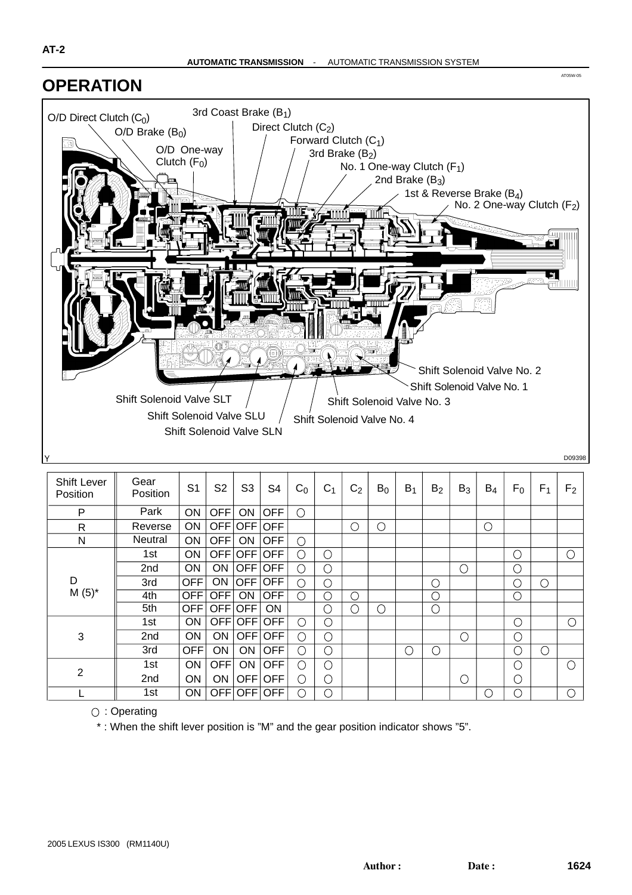## OPERATION

O/D Direct Clutch ($C_0$)
3rd Coast Brake ($B_1$)
O/D Brake ($B_0$)
Direct Clutch ($C_2$)
Forward Clutch ($C_1$)
O/D One-way Clutch ($F_0$)
3rd Brake ($B_2$)
No. 1 One-way Clutch ($F_1$)
2nd Brake ($B_3$)
1st & Reverse Brake ($B_4$)
No. 2 One-way Clutch ($F_2$)
Shift Solenoid Valve No. 2
Shift Solenoid Valve No. 1
Shift Solenoid Valve SLT
Shift Solenoid Valve No. 3
Shift Solenoid Valve SLU
Shift Solenoid Valve No. 4
Shift Solenoid Valve SLN

D09398

| Shift Lever Position | Gear Position | S1 | S2 | S3 | S4 | $C_0$ | $C_1$ | $C_2$ | $B_0$ | $B_1$ | $B_2$ | $B_3$ | $B_4$ | $F_0$ | $F_1$ | $F_2$ |
|---|---|---|---|---|---|---|---|---|---|---|---|---|---|---|---|---|
| P | Park | ON | OFF | ON | OFF | ○ | | | | | | | | | | |
| R | Reverse | ON | OFF | OFF | OFF | | | ○ | ○ | | | | ○ | | | |
| N | Neutral | ON | OFF | ON | OFF | ○ | | | | | | | | | | |
| D M (5)* | 1st | ON | OFF | OFF | OFF | ○ | ○ | | | | | | | ○ | | ○ |
| | 2nd | ON | ON | OFF | OFF | ○ | ○ | | | | | ○ | | ○ | | |
| | 3rd | OFF | ON | OFF | OFF | ○ | ○ | | | | ○ | | | ○ | ○ | |
| | 4th | OFF | OFF | ON | OFF | ○ | ○ | ○ | | | ○ | | | ○ | | |
| | 5th | OFF | OFF | OFF | ON | | ○ | ○ | ○ | | ○ | | | | | |
| 3 | 1st | ON | OFF | OFF | OFF | ○ | ○ | | | | | | | ○ | | ○ |
| | 2nd | ON | ON | OFF | OFF | ○ | ○ | | | | | ○ | | ○ | | |
| | 3rd | OFF | ON | ON | OFF | ○ | ○ | | | ○ | ○ | | | ○ | ○ | |
| 2 | 1st | ON | OFF | ON | OFF | ○ | ○ | | | | | | | ○ | | ○ |
| | 2nd | ON | ON | OFF | OFF | ○ | ○ | | | | | ○ | | ○ | | |
| L | 1st | ON | OFF | OFF | OFF | ○ | ○ | | | | | | ○ | ○ | | ○ |

○ : Operating

* : When the shift lever position is "M" and the gear position indicator shows "5".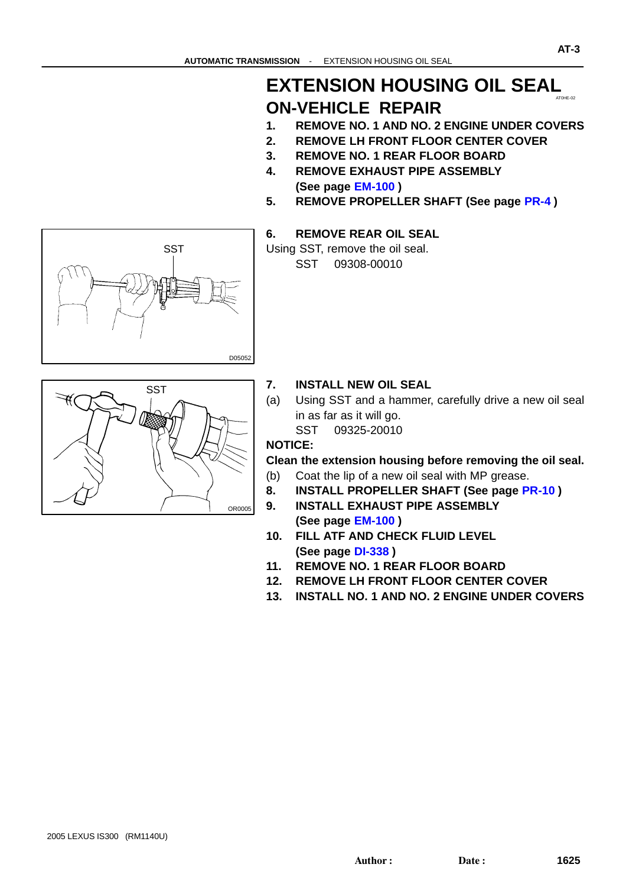# EXTENSION HOUSING OIL SEAL

AT0HE-02

## ON-VEHICLE REPAIR

1. **REMOVE NO. 1 AND NO. 2 ENGINE UNDER COVERS**
2. **REMOVE LH FRONT FLOOR CENTER COVER**
3. **REMOVE NO. 1 REAR FLOOR BOARD**
4. **REMOVE EXHAUST PIPE ASSEMBLY (See page EM-100 )**
5. **REMOVE PROPELLER SHAFT (See page PR-4 )**
6. **REMOVE REAR OIL SEAL**

Using SST, remove the oil seal.

SST 09308-00010

SST

D05052

7. **INSTALL NEW OIL SEAL**

(a) Using SST and a hammer, carefully drive a new oil seal in as far as it will go.

SST 09325-20010

**NOTICE:**

**Clean the extension housing before removing the oil seal.**

(b) Coat the lip of a new oil seal with MP grease.

SST

OR0005

8. **INSTALL PROPELLER SHAFT (See page PR-10 )**
9. **INSTALL EXHAUST PIPE ASSEMBLY (See page EM-100 )**
10. **FILL ATF AND CHECK FLUID LEVEL (See page DI-338 )**
11. **REMOVE NO. 1 REAR FLOOR BOARD**
12. **REMOVE LH FRONT FLOOR CENTER COVER**
13. **INSTALL NO. 1 AND NO. 2 ENGINE UNDER COVERS**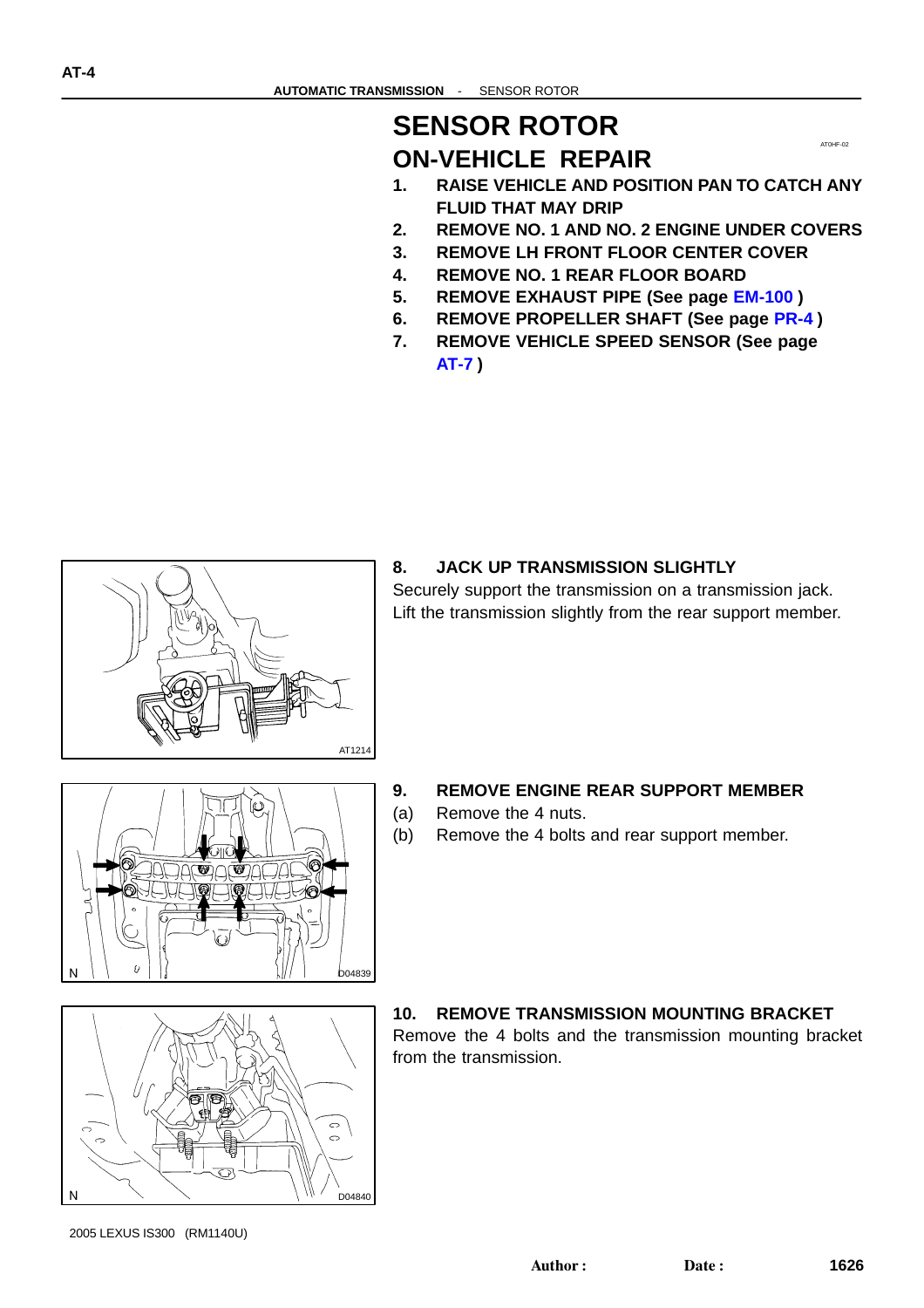# SENSOR ROTOR

## ON-VEHICLE REPAIR

1. **RAISE VEHICLE AND POSITION PAN TO CATCH ANY FLUID THAT MAY DRIP**
2. **REMOVE NO. 1 AND NO. 2 ENGINE UNDER COVERS**
3. **REMOVE LH FRONT FLOOR CENTER COVER**
4. **REMOVE NO. 1 REAR FLOOR BOARD**
5. **REMOVE EXHAUST PIPE (See page EM-100 )**
6. **REMOVE PROPELLER SHAFT (See page PR-4 )**
7. **REMOVE VEHICLE SPEED SENSOR (See page AT-7 )**

AT1214

8. **JACK UP TRANSMISSION SLIGHTLY**

Securely support the transmission on a transmission jack. Lift the transmission slightly from the rear support member.

D04839

9. **REMOVE ENGINE REAR SUPPORT MEMBER**

(a) Remove the 4 nuts.

(b) Remove the 4 bolts and rear support member.

D04840

10. **REMOVE TRANSMISSION MOUNTING BRACKET**

Remove the 4 bolts and the transmission mounting bracket from the transmission.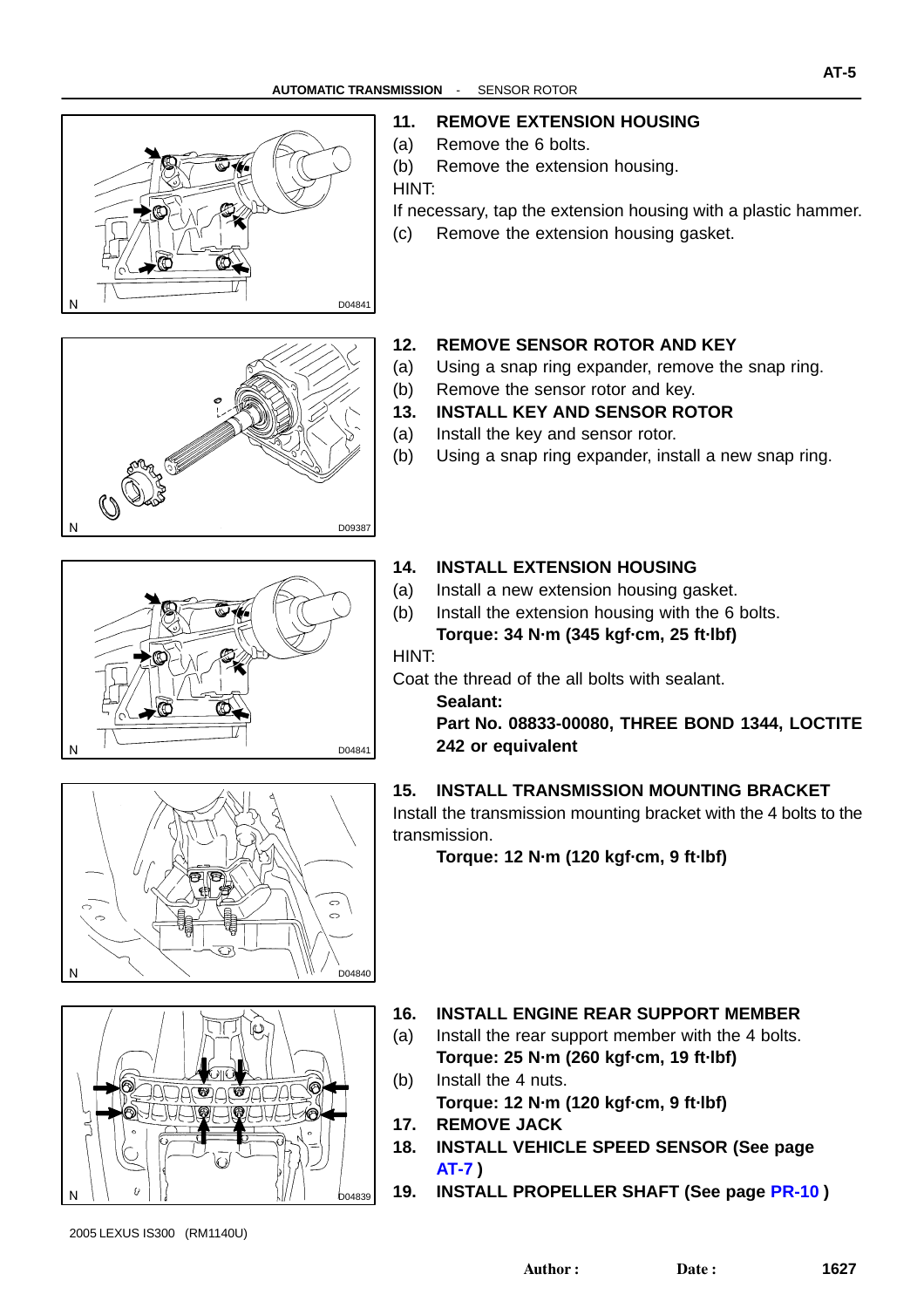## 11. REMOVE EXTENSION HOUSING

(a) Remove the 6 bolts.

(b) Remove the extension housing.

HINT:

If necessary, tap the extension housing with a plastic hammer.

(c) Remove the extension housing gasket.

## 12. REMOVE SENSOR ROTOR AND KEY

(a) Using a snap ring expander, remove the snap ring.

(b) Remove the sensor rotor and key.

## 13. INSTALL KEY AND SENSOR ROTOR

(a) Install the key and sensor rotor.

(b) Using a snap ring expander, install a new snap ring.

## 14. INSTALL EXTENSION HOUSING

(a) Install a new extension housing gasket.

(b) Install the extension housing with the 6 bolts.

**Torque: 34 N·m (345 kgf·cm, 25 ft·lbf)**

HINT:

Coat the thread of the all bolts with sealant.

**Sealant:**

**Part No. 08833-00080, THREE BOND 1344, LOCTITE 242 or equivalent**

## 15. INSTALL TRANSMISSION MOUNTING BRACKET

Install the transmission mounting bracket with the 4 bolts to the transmission.

**Torque: 12 N·m (120 kgf·cm, 9 ft·lbf)**

## 16. INSTALL ENGINE REAR SUPPORT MEMBER

(a) Install the rear support member with the 4 bolts.

**Torque: 25 N·m (260 kgf·cm, 19 ft·lbf)**

(b) Install the 4 nuts.

**Torque: 12 N·m (120 kgf·cm, 9 ft·lbf)**

## 17. REMOVE JACK

## 18. INSTALL VEHICLE SPEED SENSOR (See page AT-7 )

## 19. INSTALL PROPELLER SHAFT (See page PR-10 )

2005 LEXUS IS300 (RM1140U)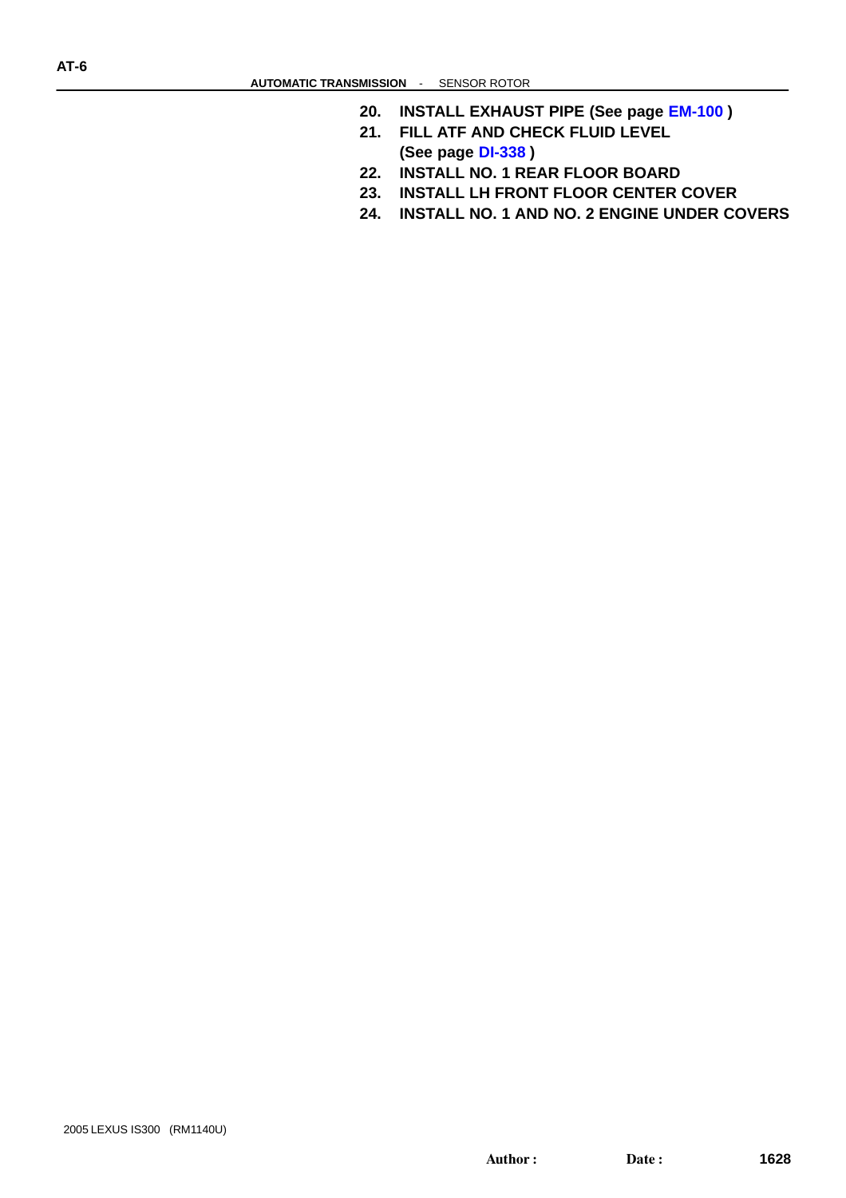**20. INSTALL EXHAUST PIPE (See page EM-100 )**

**21. FILL ATF AND CHECK FLUID LEVEL (See page DI-338 )**

**22. INSTALL NO. 1 REAR FLOOR BOARD**

**23. INSTALL LH FRONT FLOOR CENTER COVER**

**24. INSTALL NO. 1 AND NO. 2 ENGINE UNDER COVERS**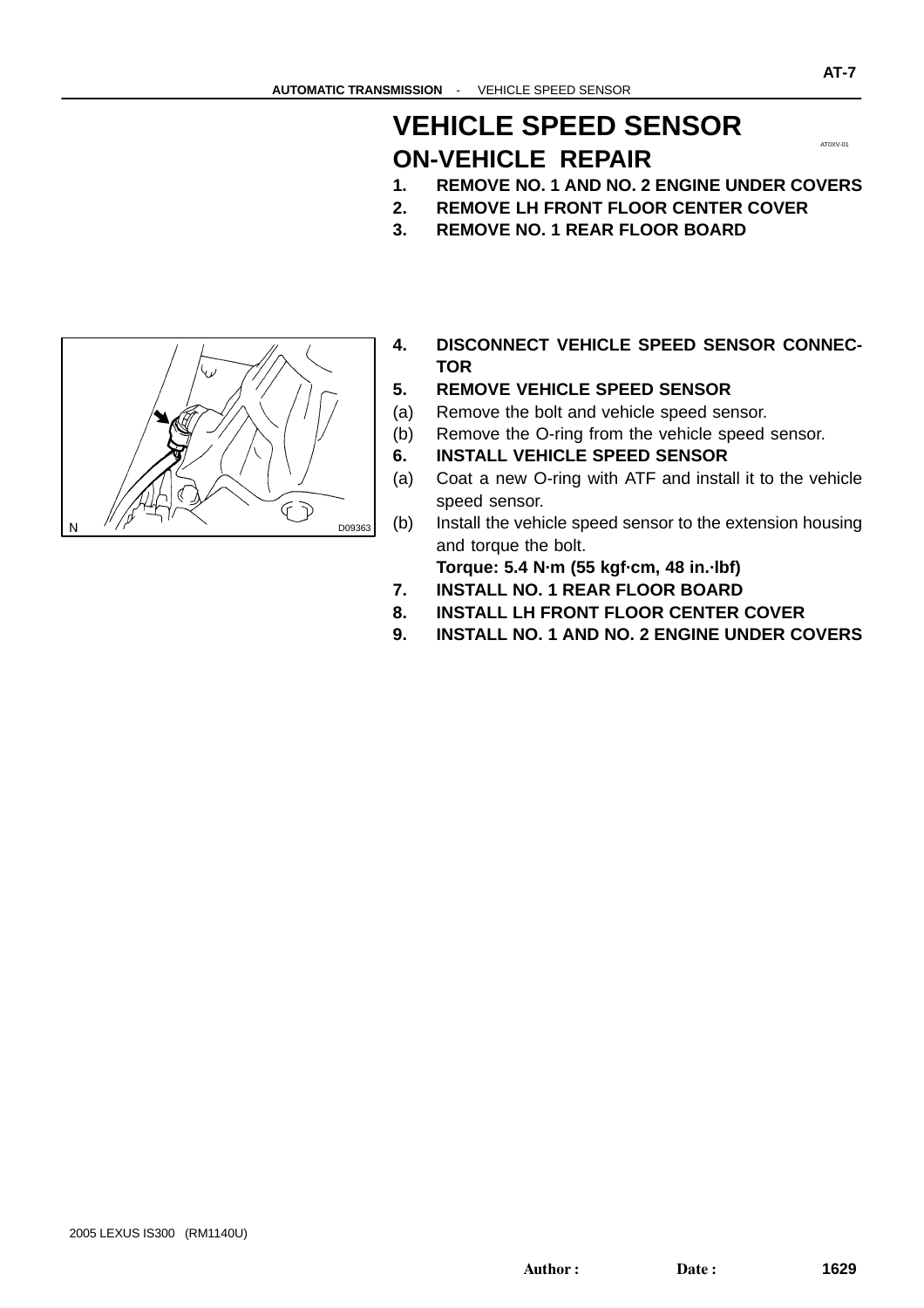# VEHICLE SPEED SENSOR

AT0XV-01

## ON-VEHICLE REPAIR

1. **REMOVE NO. 1 AND NO. 2 ENGINE UNDER COVERS**
2. **REMOVE LH FRONT FLOOR CENTER COVER**
3. **REMOVE NO. 1 REAR FLOOR BOARD**
4. **DISCONNECT VEHICLE SPEED SENSOR CONNECTOR**
5. **REMOVE VEHICLE SPEED SENSOR**
   - (a) Remove the bolt and vehicle speed sensor.
   - (b) Remove the O-ring from the vehicle speed sensor.
6. **INSTALL VEHICLE SPEED SENSOR**
   - (a) Coat a new O-ring with ATF and install it to the vehicle speed sensor.
   - (b) Install the vehicle speed sensor to the extension housing and torque the bolt.

     **Torque: 5.4 N·m (55 kgf·cm, 48 in.·lbf)**
7. **INSTALL NO. 1 REAR FLOOR BOARD**
8. **INSTALL LH FRONT FLOOR CENTER COVER**
9. **INSTALL NO. 1 AND NO. 2 ENGINE UNDER COVERS**

N D09363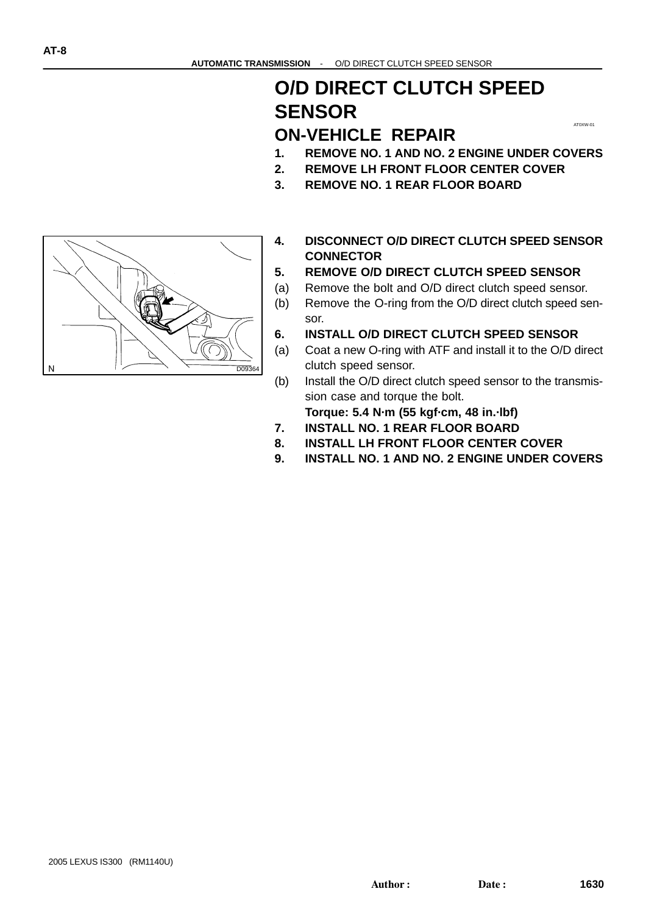# O/D DIRECT CLUTCH SPEED SENSOR

AT0XW-01

## ON-VEHICLE REPAIR

1. **REMOVE NO. 1 AND NO. 2 ENGINE UNDER COVERS**
2. **REMOVE LH FRONT FLOOR CENTER COVER**
3. **REMOVE NO. 1 REAR FLOOR BOARD**

N D09364

4. **DISCONNECT O/D DIRECT CLUTCH SPEED SENSOR CONNECTOR**
5. **REMOVE O/D DIRECT CLUTCH SPEED SENSOR**
   - (a) Remove the bolt and O/D direct clutch speed sensor.
   - (b) Remove the O-ring from the O/D direct clutch speed sensor.
6. **INSTALL O/D DIRECT CLUTCH SPEED SENSOR**
   - (a) Coat a new O-ring with ATF and install it to the O/D direct clutch speed sensor.
   - (b) Install the O/D direct clutch speed sensor to the transmission case and torque the bolt.

     **Torque: 5.4 N·m (55 kgf·cm, 48 in.·lbf)**
7. **INSTALL NO. 1 REAR FLOOR BOARD**
8. **INSTALL LH FRONT FLOOR CENTER COVER**
9. **INSTALL NO. 1 AND NO. 2 ENGINE UNDER COVERS**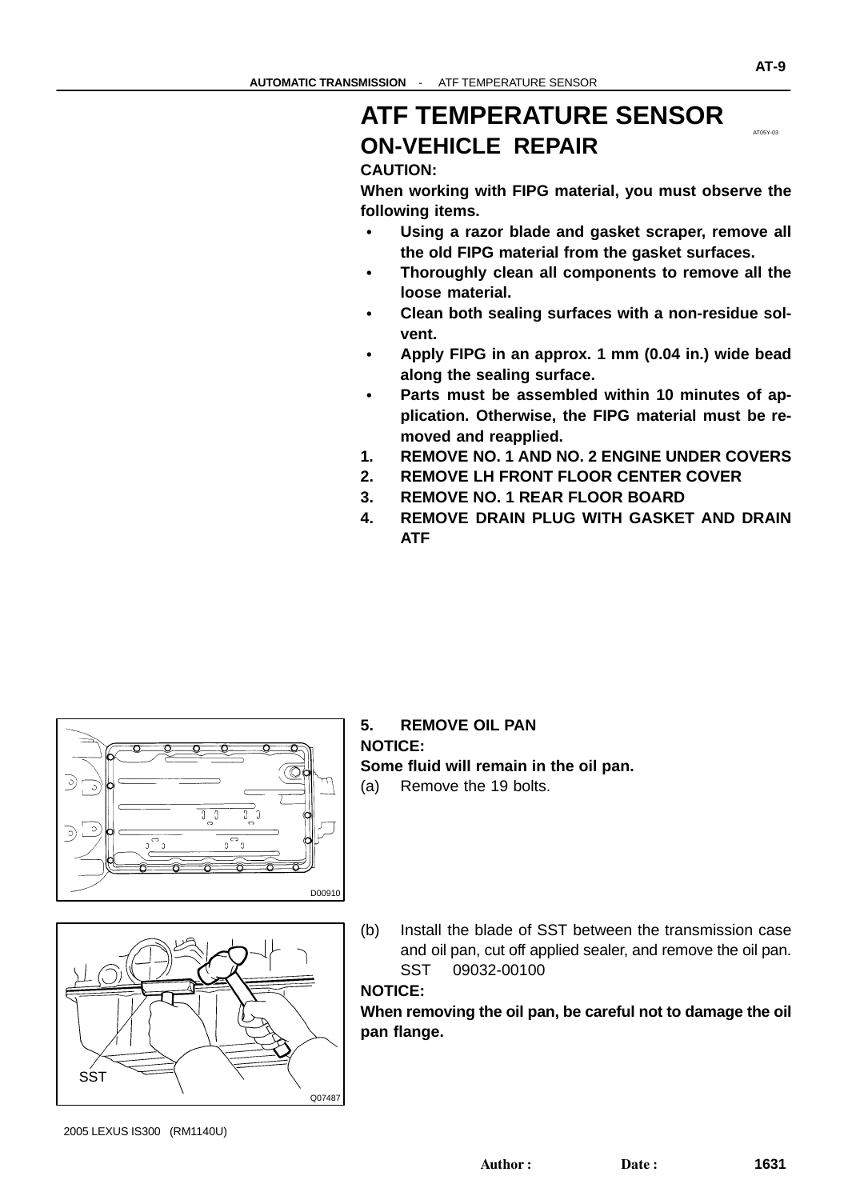# ATF TEMPERATURE SENSOR

AT05Y-03

## ON-VEHICLE REPAIR

**CAUTION:**

**When working with FIPG material, you must observe the following items.**

- **Using a razor blade and gasket scraper, remove all the old FIPG material from the gasket surfaces.**
- **Thoroughly clean all components to remove all the loose material.**
- **Clean both sealing surfaces with a non-residue solvent.**
- **Apply FIPG in an approx. 1 mm (0.04 in.) wide bead along the sealing surface.**
- **Parts must be assembled within 10 minutes of application. Otherwise, the FIPG material must be removed and reapplied.**

1. **REMOVE NO. 1 AND NO. 2 ENGINE UNDER COVERS**
2. **REMOVE LH FRONT FLOOR CENTER COVER**
3. **REMOVE NO. 1 REAR FLOOR BOARD**
4. **REMOVE DRAIN PLUG WITH GASKET AND DRAIN ATF**
5. **REMOVE OIL PAN**

**NOTICE:**

**Some fluid will remain in the oil pan.**

(a) Remove the 19 bolts.

D00910

(b) Install the blade of SST between the transmission case and oil pan, cut off applied sealer, and remove the oil pan.
SST 09032-00100

**NOTICE:**

**When removing the oil pan, be careful not to damage the oil pan flange.**

SST

Q07487

2005 LEXUS IS300 (RM1140U)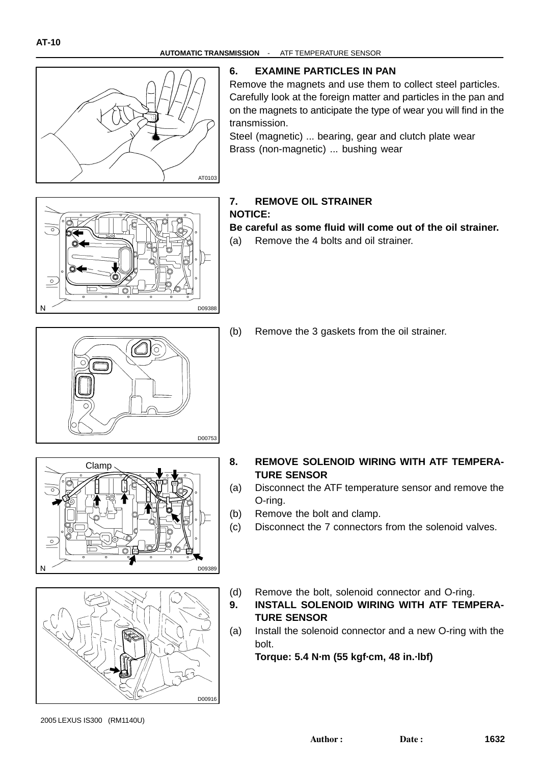### 6. EXAMINE PARTICLES IN PAN

Remove the magnets and use them to collect steel particles. Carefully look at the foreign matter and particles in the pan and on the magnets to anticipate the type of wear you will find in the transmission.

Steel (magnetic) ... bearing, gear and clutch plate wear

Brass (non-magnetic) ... bushing wear

### 7. REMOVE OIL STRAINER

**NOTICE:**

**Be careful as some fluid will come out of the oil strainer.**

(a) Remove the 4 bolts and oil strainer.

(b) Remove the 3 gaskets from the oil strainer.

### 8. REMOVE SOLENOID WIRING WITH ATF TEMPERATURE SENSOR

(a) Disconnect the ATF temperature sensor and remove the O-ring.

(b) Remove the bolt and clamp.

(c) Disconnect the 7 connectors from the solenoid valves.

(d) Remove the bolt, solenoid connector and O-ring.

### 9. INSTALL SOLENOID WIRING WITH ATF TEMPERATURE SENSOR

(a) Install the solenoid connector and a new O-ring with the bolt.

**Torque: 5.4 N·m (55 kgf·cm, 48 in.·lbf)**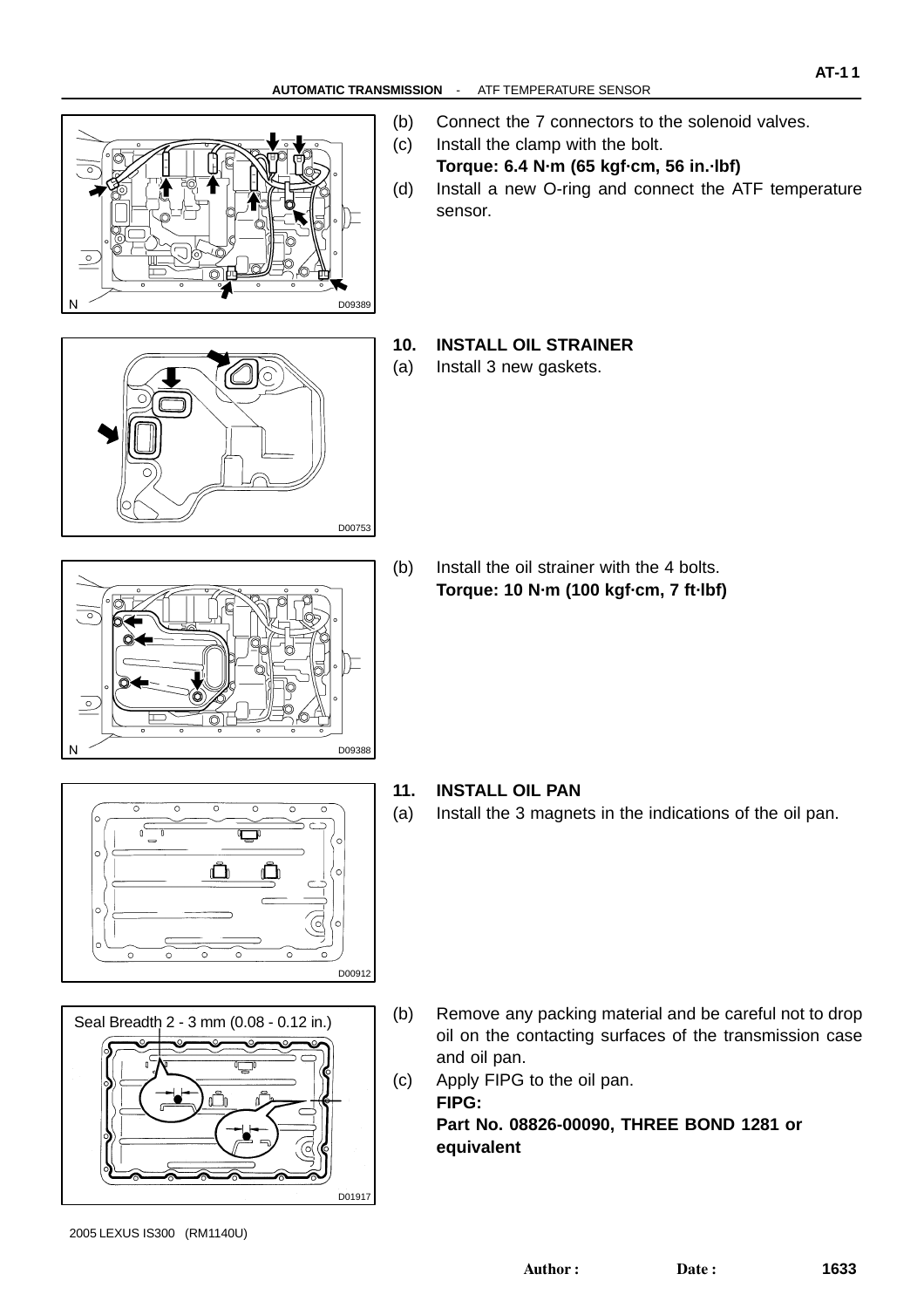(b) Connect the 7 connectors to the solenoid valves.

(c) Install the clamp with the bolt.
**Torque: 6.4 N·m (65 kgf·cm, 56 in.·lbf)**

(d) Install a new O-ring and connect the ATF temperature sensor.

D09389

## 10. INSTALL OIL STRAINER

(a) Install 3 new gaskets.

D00753

(b) Install the oil strainer with the 4 bolts.
**Torque: 10 N·m (100 kgf·cm, 7 ft·lbf)**

D09388

## 11. INSTALL OIL PAN

(a) Install the 3 magnets in the indications of the oil pan.

D00912

Seal Breadth 2 - 3 mm (0.08 - 0.12 in.)

D01917

(b) Remove any packing material and be careful not to drop oil on the contacting surfaces of the transmission case and oil pan.

(c) Apply FIPG to the oil pan.
**FIPG:**
**Part No. 08826-00090, THREE BOND 1281 or equivalent**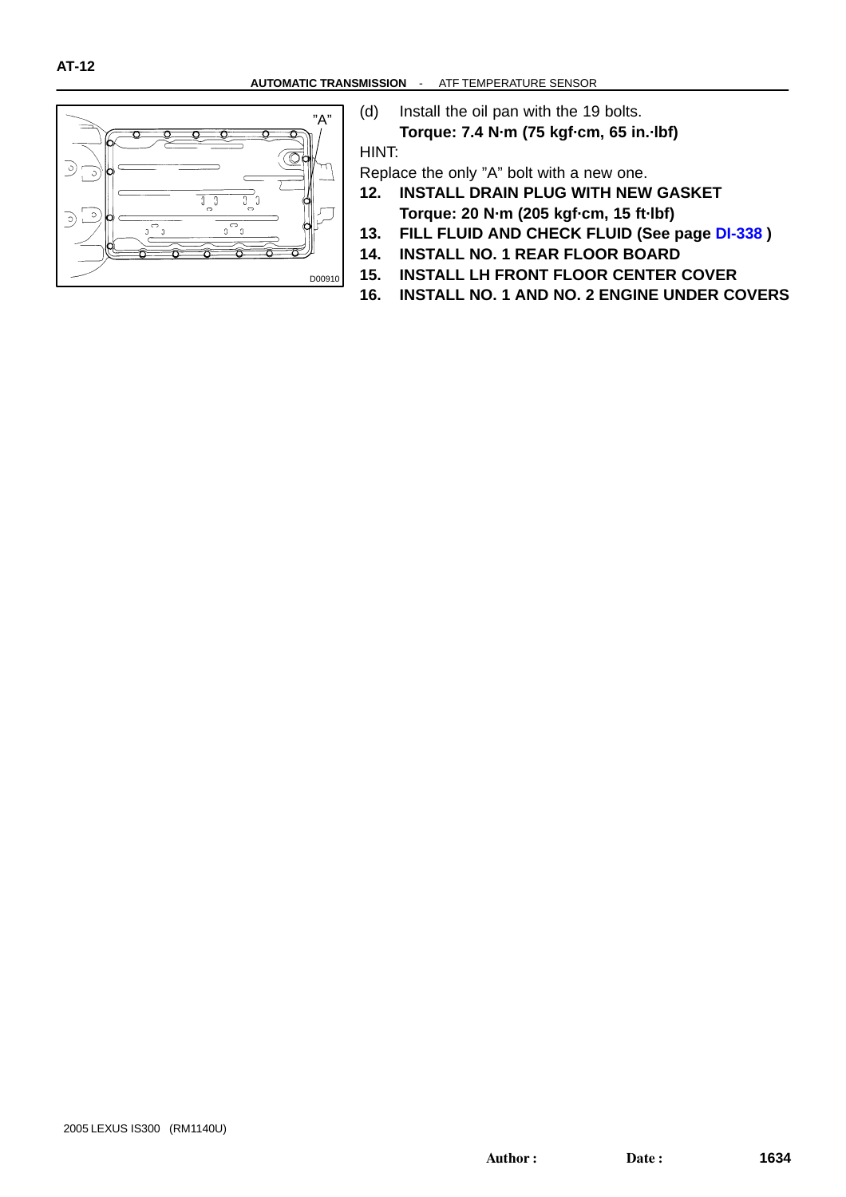(d) Install the oil pan with the 19 bolts.

**Torque: 7.4 N·m (75 kgf·cm, 65 in.·lbf)**

HINT:

Replace the only "A" bolt with a new one.

**12. INSTALL DRAIN PLUG WITH NEW GASKET**

**Torque: 20 N·m (205 kgf·cm, 15 ft·lbf)**

**13. FILL FLUID AND CHECK FLUID (See page DI-338 )**

**14. INSTALL NO. 1 REAR FLOOR BOARD**

**15. INSTALL LH FRONT FLOOR CENTER COVER**

**16. INSTALL NO. 1 AND NO. 2 ENGINE UNDER COVERS**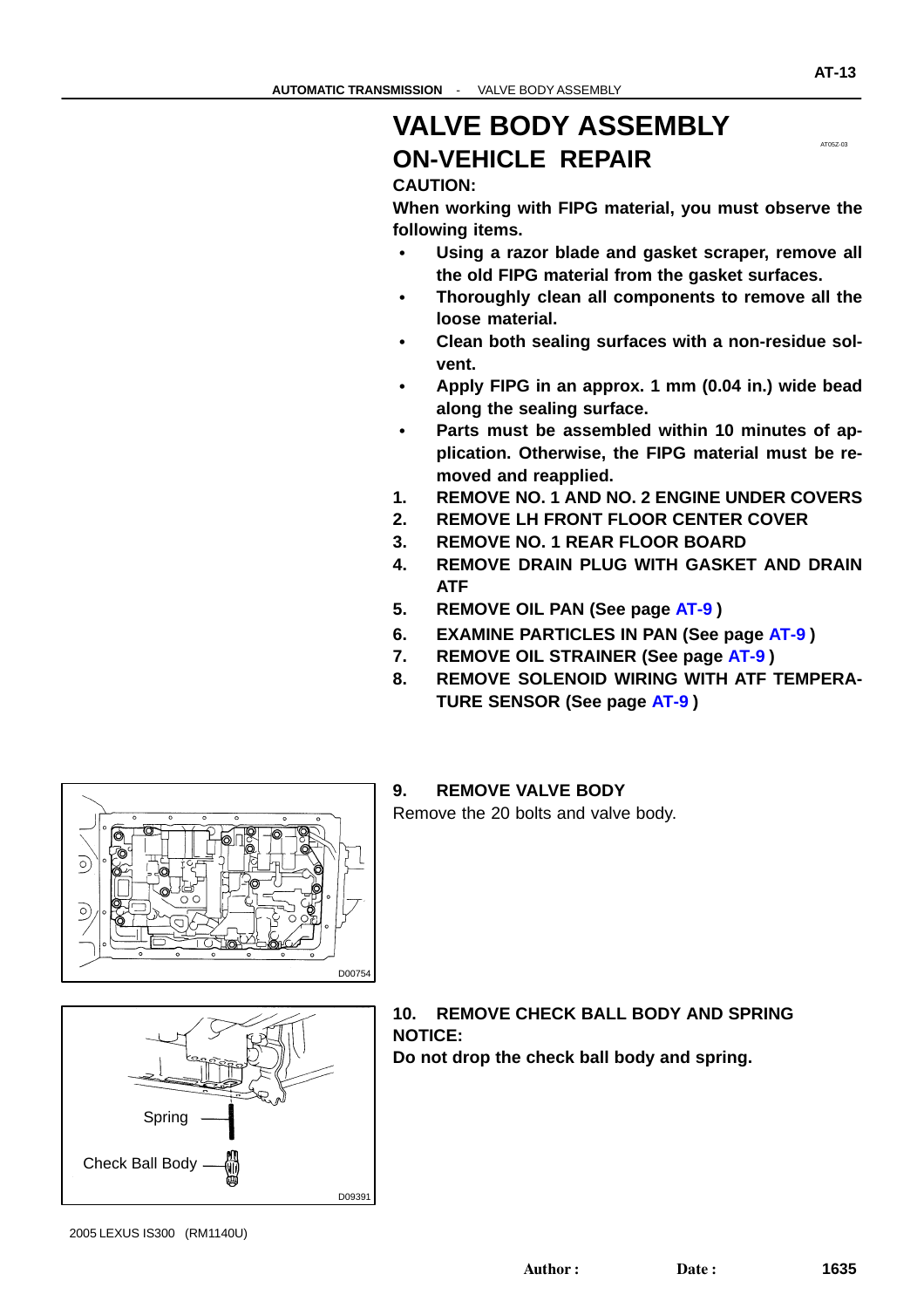# VALVE BODY ASSEMBLY

## ON-VEHICLE REPAIR

**CAUTION:**

**When working with FIPG material, you must observe the following items.**

- **Using a razor blade and gasket scraper, remove all the old FIPG material from the gasket surfaces.**
- **Thoroughly clean all components to remove all the loose material.**
- **Clean both sealing surfaces with a non-residue solvent.**
- **Apply FIPG in an approx. 1 mm (0.04 in.) wide bead along the sealing surface.**
- **Parts must be assembled within 10 minutes of application. Otherwise, the FIPG material must be removed and reapplied.**

1. **REMOVE NO. 1 AND NO. 2 ENGINE UNDER COVERS**
2. **REMOVE LH FRONT FLOOR CENTER COVER**
3. **REMOVE NO. 1 REAR FLOOR BOARD**
4. **REMOVE DRAIN PLUG WITH GASKET AND DRAIN ATF**
5. **REMOVE OIL PAN (See page AT-9 )**
6. **EXAMINE PARTICLES IN PAN (See page AT-9 )**
7. **REMOVE OIL STRAINER (See page AT-9 )**
8. **REMOVE SOLENOID WIRING WITH ATF TEMPERATURE SENSOR (See page AT-9 )**
9. **REMOVE VALVE BODY**

   Remove the 20 bolts and valve body.

   D00754

10. **REMOVE CHECK BALL BODY AND SPRING**

    **NOTICE:**

    **Do not drop the check ball body and spring.**

    Spring

    Check Ball Body

    D09391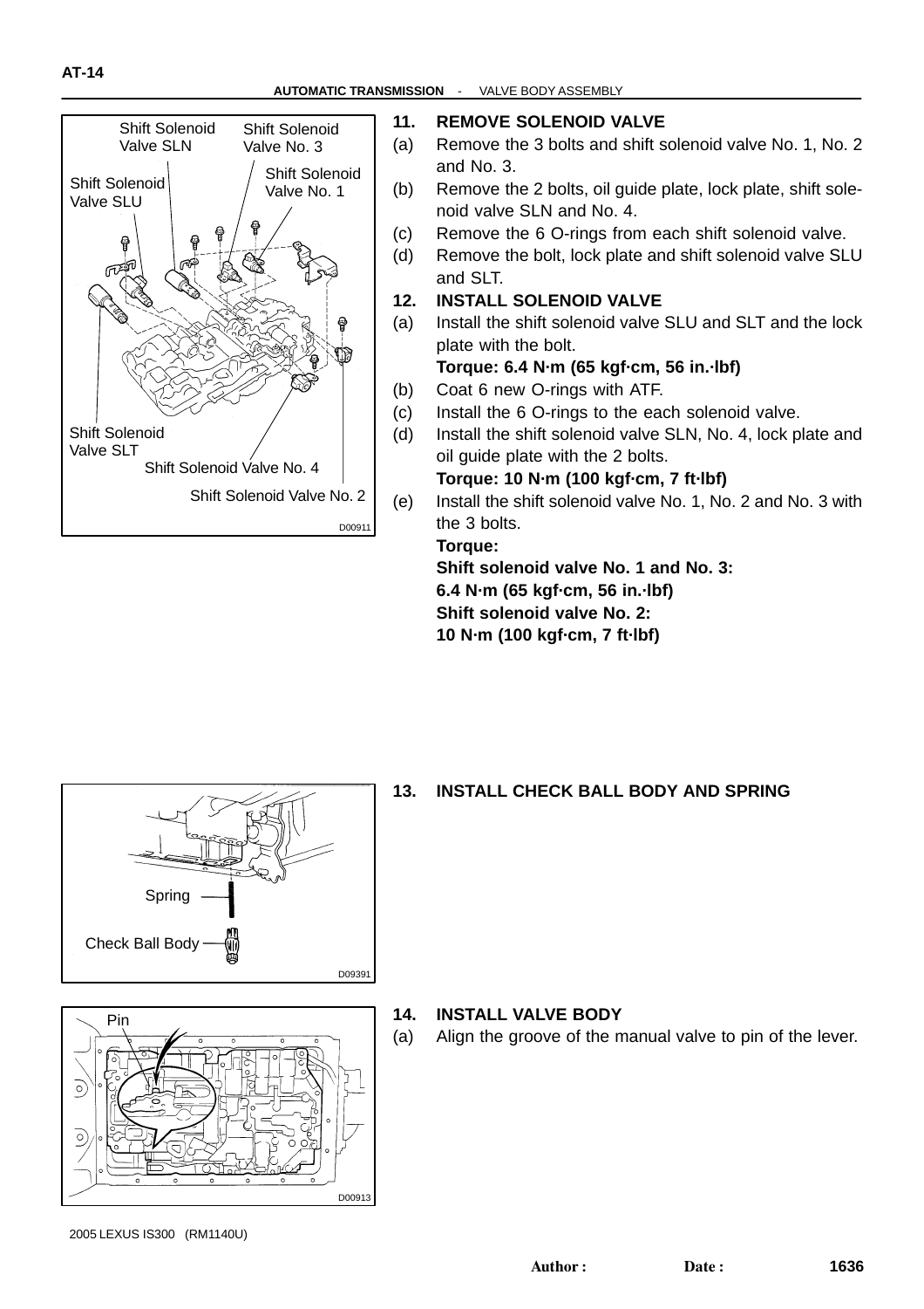## 11. REMOVE SOLENOID VALVE

(a) Remove the 3 bolts and shift solenoid valve No. 1, No. 2 and No. 3.

(b) Remove the 2 bolts, oil guide plate, lock plate, shift solenoid valve SLN and No. 4.

(c) Remove the 6 O-rings from each shift solenoid valve.

(d) Remove the bolt, lock plate and shift solenoid valve SLU and SLT.

## 12. INSTALL SOLENOID VALVE

(a) Install the shift solenoid valve SLU and SLT and the lock plate with the bolt.

**Torque: 6.4 N·m (65 kgf·cm, 56 in.·lbf)**

(b) Coat 6 new O-rings with ATF.

(c) Install the 6 O-rings to the each solenoid valve.

(d) Install the shift solenoid valve SLN, No. 4, lock plate and oil guide plate with the 2 bolts.

**Torque: 10 N·m (100 kgf·cm, 7 ft·lbf)**

(e) Install the shift solenoid valve No. 1, No. 2 and No. 3 with the 3 bolts.

**Torque:**
**Shift solenoid valve No. 1 and No. 3:**
**6.4 N·m (65 kgf·cm, 56 in.·lbf)**
**Shift solenoid valve No. 2:**
**10 N·m (100 kgf·cm, 7 ft·lbf)**

## 13. INSTALL CHECK BALL BODY AND SPRING

## 14. INSTALL VALVE BODY

(a) Align the groove of the manual valve to pin of the lever.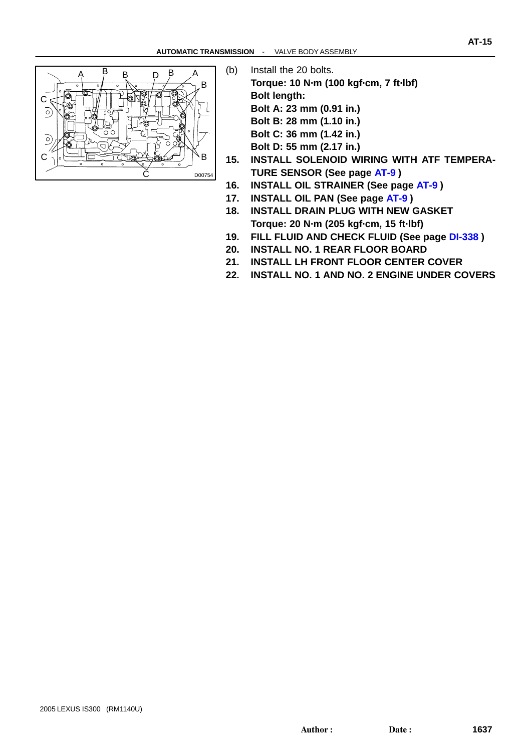(b) Install the 20 bolts.

**Torque: 10 N·m (100 kgf·cm, 7 ft·lbf)**
**Bolt length:**
**Bolt A: 23 mm (0.91 in.)**
**Bolt B: 28 mm (1.10 in.)**
**Bolt C: 36 mm (1.42 in.)**
**Bolt D: 55 mm (2.17 in.)**

**15. INSTALL SOLENOID WIRING WITH ATF TEMPERATURE SENSOR (See page AT-9 )**

**16. INSTALL OIL STRAINER (See page AT-9 )**

**17. INSTALL OIL PAN (See page AT-9 )**

**18. INSTALL DRAIN PLUG WITH NEW GASKET**
**Torque: 20 N·m (205 kgf·cm, 15 ft·lbf)**

**19. FILL FLUID AND CHECK FLUID (See page DI-338 )**

**20. INSTALL NO. 1 REAR FLOOR BOARD**

**21. INSTALL LH FRONT FLOOR CENTER COVER**

**22. INSTALL NO. 1 AND NO. 2 ENGINE UNDER COVERS**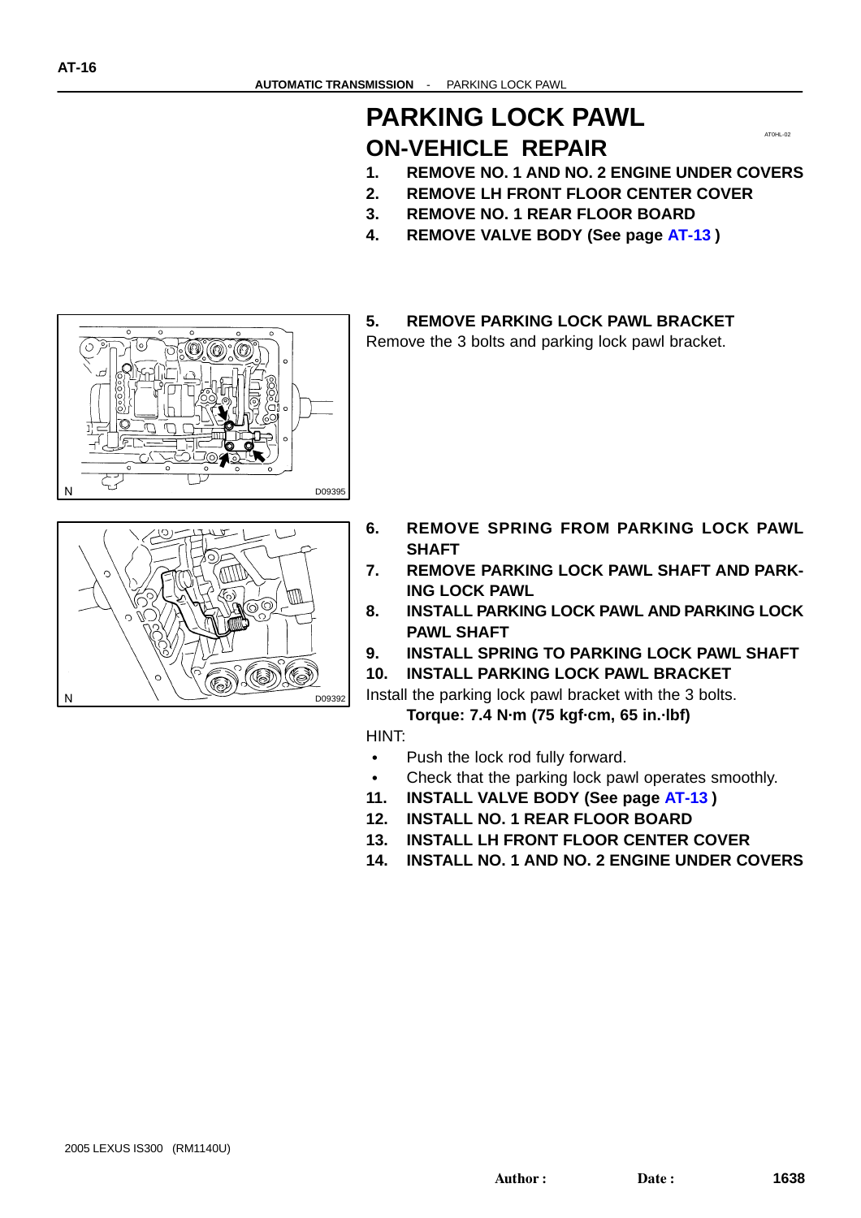# PARKING LOCK PAWL

## ON-VEHICLE REPAIR

1. **REMOVE NO. 1 AND NO. 2 ENGINE UNDER COVERS**
2. **REMOVE LH FRONT FLOOR CENTER COVER**
3. **REMOVE NO. 1 REAR FLOOR BOARD**
4. **REMOVE VALVE BODY (See page AT-13 )**
5. **REMOVE PARKING LOCK PAWL BRACKET**

Remove the 3 bolts and parking lock pawl bracket.

6. **REMOVE SPRING FROM PARKING LOCK PAWL SHAFT**
7. **REMOVE PARKING LOCK PAWL SHAFT AND PARKING LOCK PAWL**
8. **INSTALL PARKING LOCK PAWL AND PARKING LOCK PAWL SHAFT**
9. **INSTALL SPRING TO PARKING LOCK PAWL SHAFT**
10. **INSTALL PARKING LOCK PAWL BRACKET**

Install the parking lock pawl bracket with the 3 bolts.

**Torque: 7.4 N·m (75 kgf·cm, 65 in.·lbf)**

HINT:

- Push the lock rod fully forward.
- Check that the parking lock pawl operates smoothly.

11. **INSTALL VALVE BODY (See page AT-13 )**
12. **INSTALL NO. 1 REAR FLOOR BOARD**
13. **INSTALL LH FRONT FLOOR CENTER COVER**
14. **INSTALL NO. 1 AND NO. 2 ENGINE UNDER COVERS**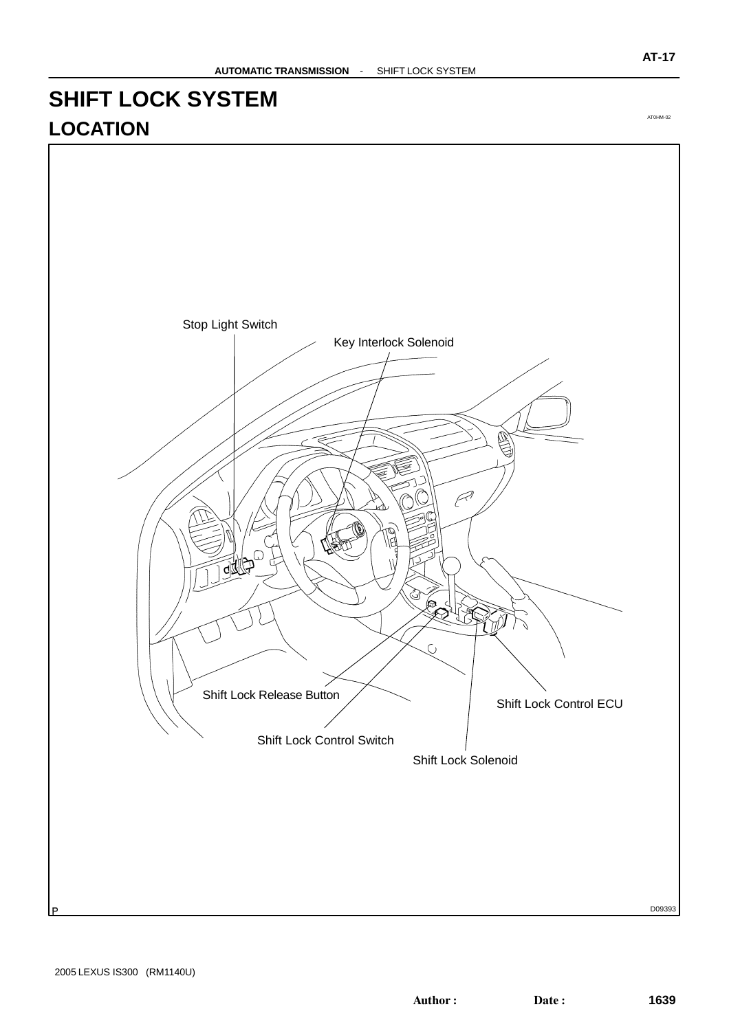# SHIFT LOCK SYSTEM

## LOCATION

AT0HM-02

Stop Light Switch

Key Interlock Solenoid

Shift Lock Release Button

Shift Lock Control ECU

Shift Lock Control Switch

Shift Lock Solenoid

P

D09393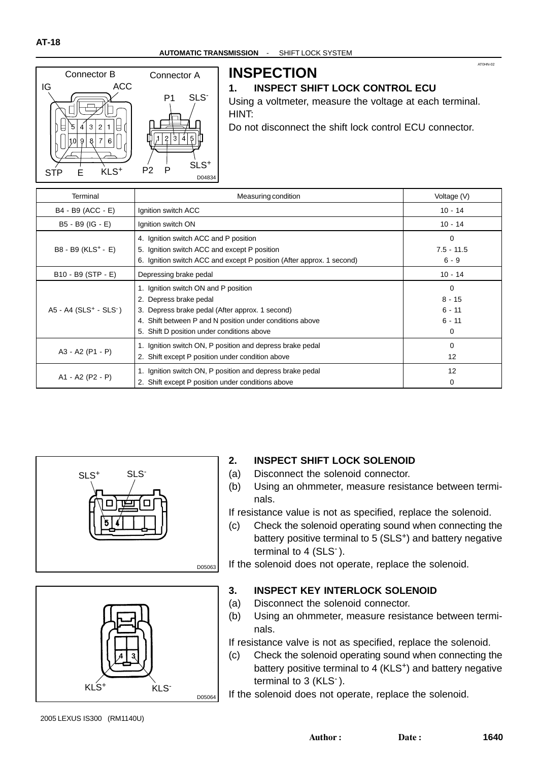## INSPECTION

### 1. INSPECT SHIFT LOCK CONTROL ECU

Using a voltmeter, measure the voltage at each terminal.

HINT:

Do not disconnect the shift lock control ECU connector.

| Terminal | Measuring condition | Voltage (V) |
|---|---|---|
| B4 - B9 (ACC - E) | Ignition switch ACC | 10 - 14 |
| B5 - B9 (IG - E) | Ignition switch ON | 10 - 14 |
| B8 - B9 (KLS$^+$ - E) | 4. Ignition switch ACC and P position<br>5. Ignition switch ACC and except P position<br>6. Ignition switch ACC and except P position (After approx. 1 second) | 0<br>7.5 - 11.5<br>6 - 9 |
| B10 - B9 (STP - E) | Depressing brake pedal | 10 - 14 |
| A5 - A4 (SLS$^+$ - SLS$^-$) | 1. Ignition switch ON and P position<br>2. Depress brake pedal<br>3. Depress brake pedal (After approx. 1 second)<br>4. Shift between P and N position under conditions above<br>5. Shift D position under conditions above | 0<br>8 - 15<br>6 - 11<br>6 - 11<br>0 |
| A3 - A2 (P1 - P) | 1. Ignition switch ON, P position and depress brake pedal<br>2. Shift except P position under condition above | 0<br>12 |
| A1 - A2 (P2 - P) | 1. Ignition switch ON, P position and depress brake pedal<br>2. Shift except P position under conditions above | 12<br>0 |

### 2. INSPECT SHIFT LOCK SOLENOID

(a) Disconnect the solenoid connector.

(b) Using an ohmmeter, measure resistance between terminals.

If resistance value is not as specified, replace the solenoid.

(c) Check the solenoid operating sound when connecting the battery positive terminal to 5 (SLS$^+$) and battery negative terminal to 4 (SLS$^-$).

If the solenoid does not operate, replace the solenoid.

### 3. INSPECT KEY INTERLOCK SOLENOID

(a) Disconnect the solenoid connector.

(b) Using an ohmmeter, measure resistance between terminals.

If resistance valve is not as specified, replace the solenoid.

(c) Check the solenoid operating sound when connecting the battery positive terminal to 4 (KLS$^+$) and battery negative terminal to 3 (KLS$^-$).

If the solenoid does not operate, replace the solenoid.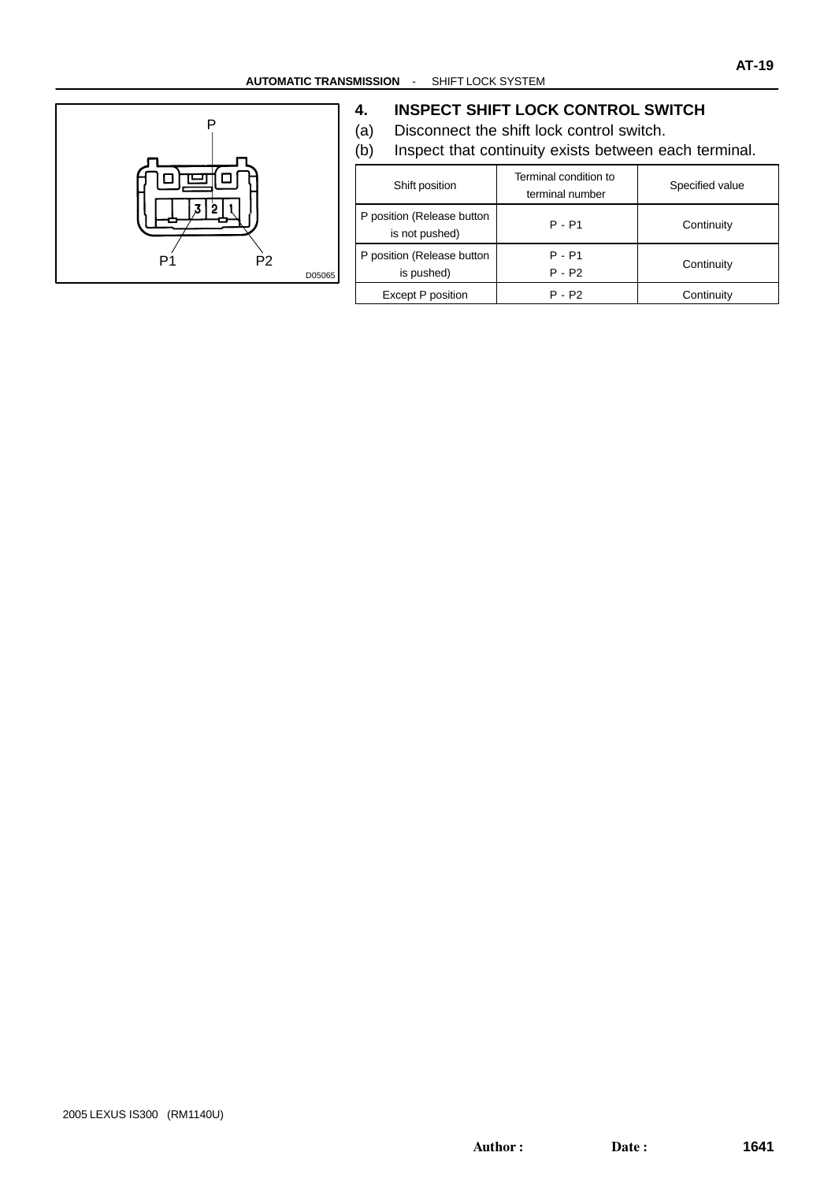## 4. INSPECT SHIFT LOCK CONTROL SWITCH

(a) Disconnect the shift lock control switch.

(b) Inspect that continuity exists between each terminal.

| Shift position | Terminal condition to terminal number | Specified value |
| --- | --- | --- |
| P position (Release button is not pushed) | P - P1 | Continuity |
| P position (Release button is pushed) | P - P1<br>P - P2 | Continuity |
| Except P position | P - P2 | Continuity |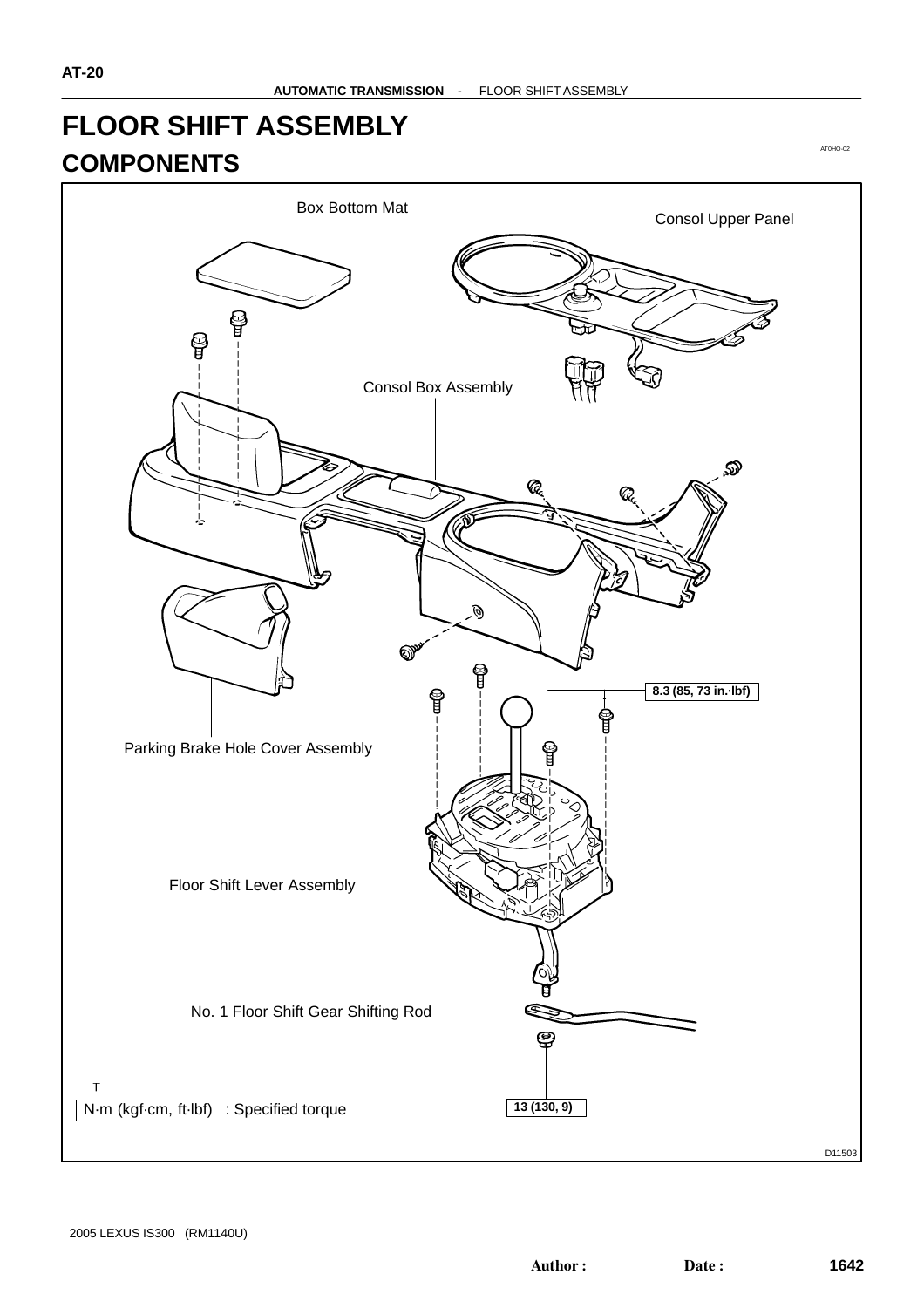# FLOOR SHIFT ASSEMBLY

## COMPONENTS

AT0HO-02

Box Bottom Mat

Consol Upper Panel

Consol Box Assembly

8.3 (85, 73 in.·lbf)

Parking Brake Hole Cover Assembly

Floor Shift Lever Assembly

No. 1 Floor Shift Gear Shifting Rod

N·m (kgf·cm, ft·lbf) : Specified torque

13 (130, 9)

D11503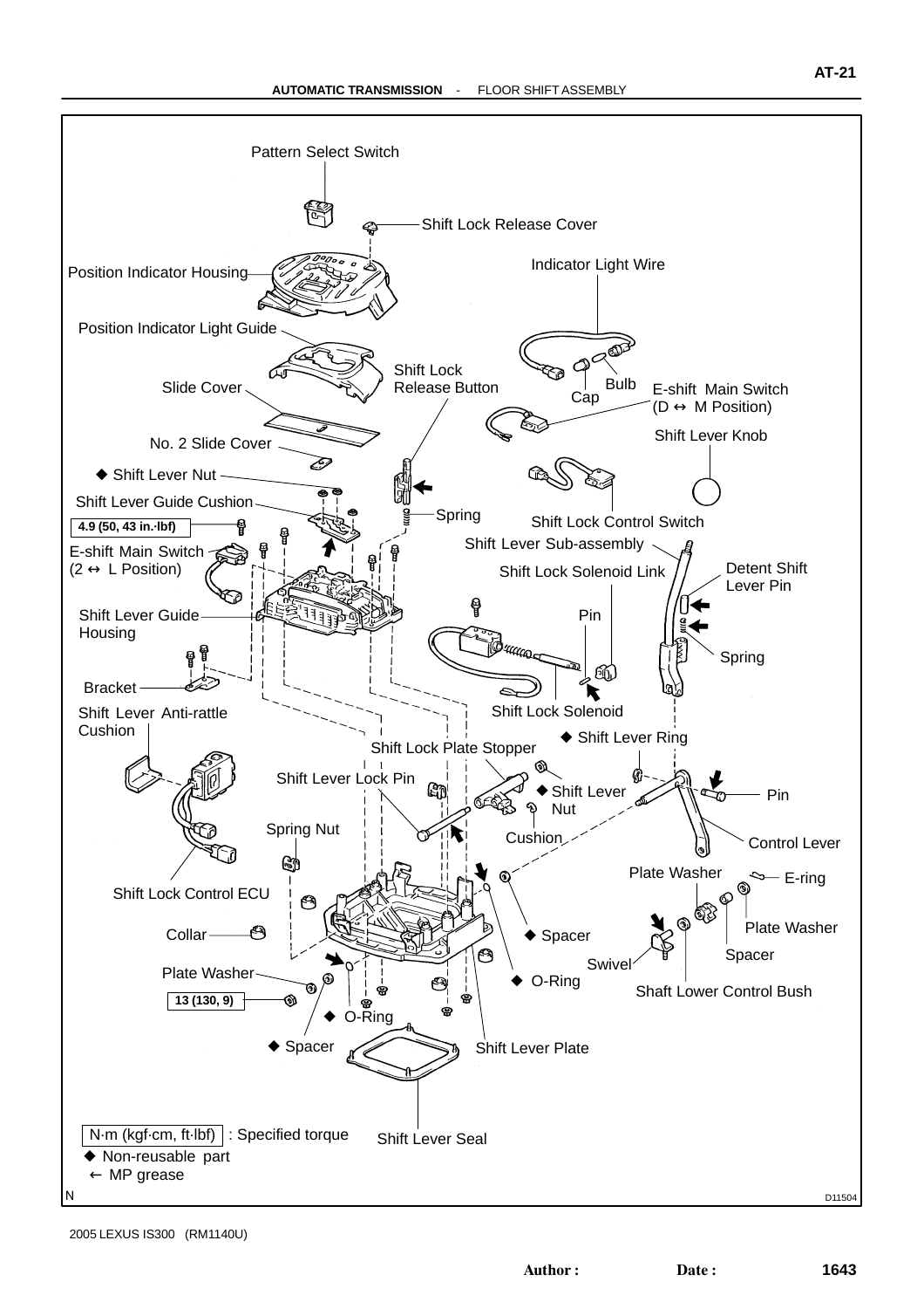Pattern Select Switch

Shift Lock Release Cover

Position Indicator Housing

Indicator Light Wire

Position Indicator Light Guide

Shift Lock Release Button

Slide Cover

Bulb

Cap

E-shift Main Switch (D ↔ M Position)

Shift Lever Knob

No. 2 Slide Cover

◆ Shift Lever Nut

Shift Lever Guide Cushion

Spring

Shift Lock Control Switch

4.9 (50, 43 in.·lbf)

Shift Lever Sub-assembly

E-shift Main Switch (2 ↔ L Position)

Shift Lock Solenoid Link

Detent Shift Lever Pin

Shift Lever Guide Housing

Pin

Spring

Bracket

Shift Lever Anti-rattle Cushion

Shift Lock Solenoid

◆ Shift Lever Ring

Shift Lock Plate Stopper

Shift Lever Lock Pin

◆ Shift Lever Nut

Pin

Spring Nut

Cushion

Control Lever

Plate Washer

E-ring

Shift Lock Control ECU

Plate Washer

Collar

◆ Spacer

Spacer

Swivel

Plate Washer

◆ O-Ring

Shaft Lower Control Bush

13 (130, 9)

◆ O-Ring

◆ Spacer

Shift Lever Plate

Shift Lever Seal

N·m (kgf·cm, ft·lbf) : Specified torque

◆ Non-reusable part

← MP grease

N

D11504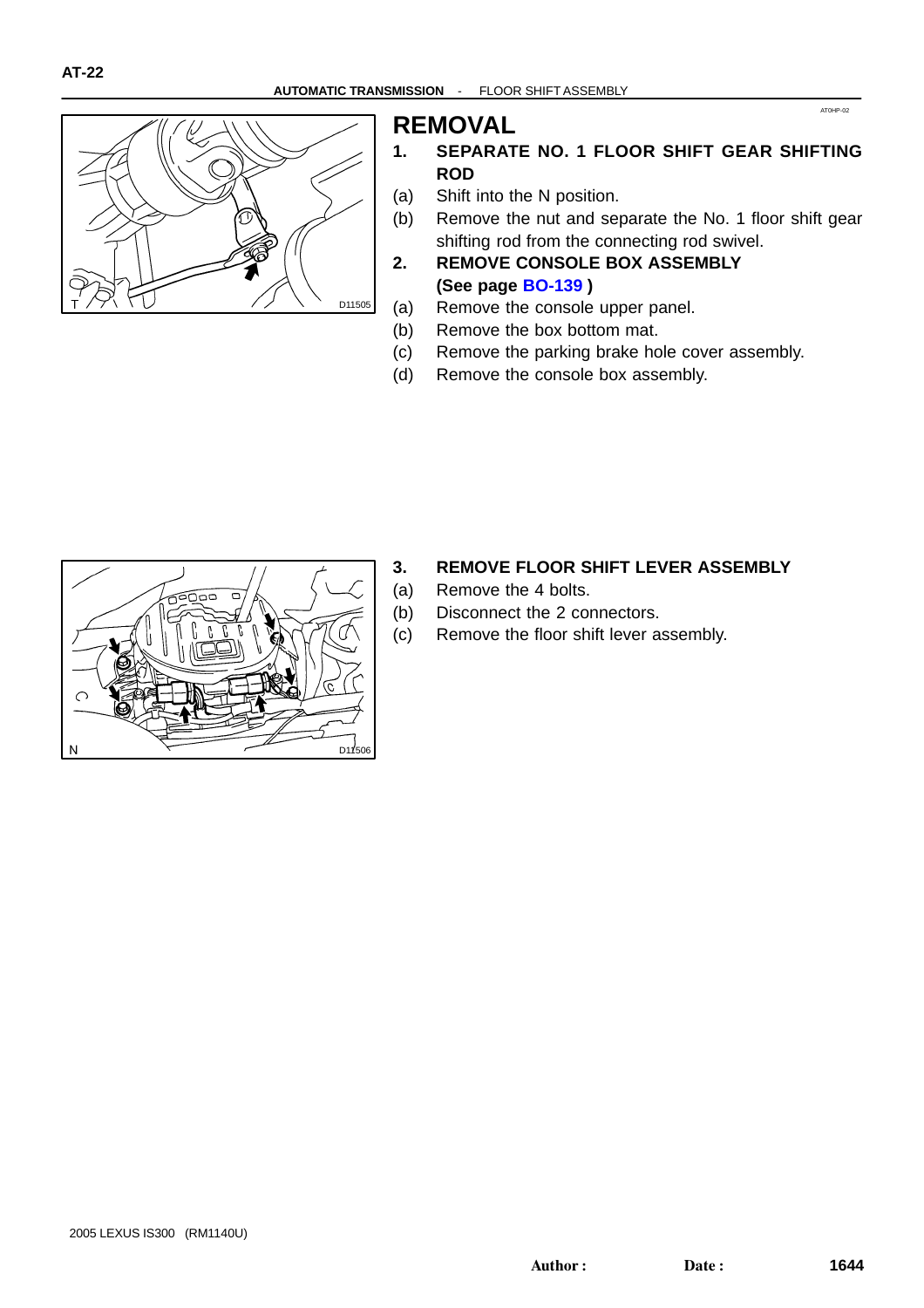# REMOVAL

1. **SEPARATE NO. 1 FLOOR SHIFT GEAR SHIFTING ROD**

(a) Shift into the N position.

(b) Remove the nut and separate the No. 1 floor shift gear shifting rod from the connecting rod swivel.

2. **REMOVE CONSOLE BOX ASSEMBLY (See page BO-139 )**

(a) Remove the console upper panel.

(b) Remove the box bottom mat.

(c) Remove the parking brake hole cover assembly.

(d) Remove the console box assembly.

3. **REMOVE FLOOR SHIFT LEVER ASSEMBLY**

(a) Remove the 4 bolts.

(b) Disconnect the 2 connectors.

(c) Remove the floor shift lever assembly.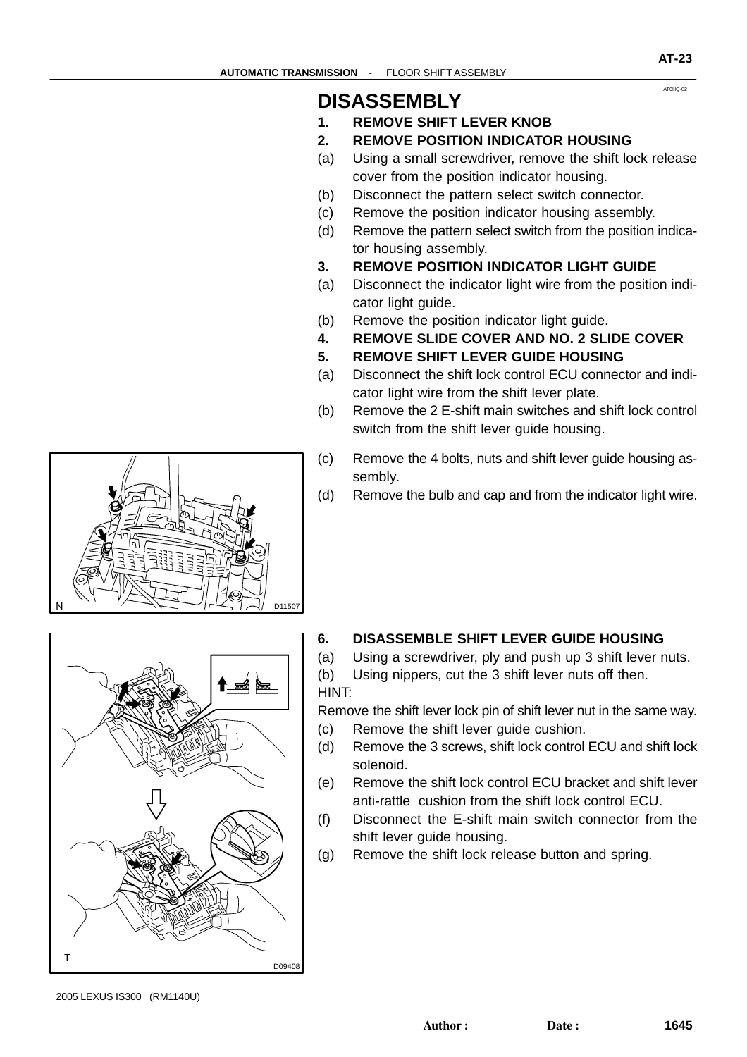## DISASSEMBLY

### 1. REMOVE SHIFT LEVER KNOB

### 2. REMOVE POSITION INDICATOR HOUSING

(a) Using a small screwdriver, remove the shift lock release cover from the position indicator housing.

(b) Disconnect the pattern select switch connector.

(c) Remove the position indicator housing assembly.

(d) Remove the pattern select switch from the position indicator housing assembly.

### 3. REMOVE POSITION INDICATOR LIGHT GUIDE

(a) Disconnect the indicator light wire from the position indicator light guide.

(b) Remove the position indicator light guide.

### 4. REMOVE SLIDE COVER AND NO. 2 SLIDE COVER

### 5. REMOVE SHIFT LEVER GUIDE HOUSING

(a) Disconnect the shift lock control ECU connector and indicator light wire from the shift lever plate.

(b) Remove the 2 E-shift main switches and shift lock control switch from the shift lever guide housing.

(c) Remove the 4 bolts, nuts and shift lever guide housing assembly.

(d) Remove the bulb and cap and from the indicator light wire.

D11507

### 6. DISASSEMBLE SHIFT LEVER GUIDE HOUSING

(a) Using a screwdriver, ply and push up 3 shift lever nuts.

(b) Using nippers, cut the 3 shift lever nuts off then.

HINT:

Remove the shift lever lock pin of shift lever nut in the same way.

(c) Remove the shift lever guide cushion.

(d) Remove the 3 screws, shift lock control ECU and shift lock solenoid.

(e) Remove the shift lock control ECU bracket and shift lever anti-rattle cushion from the shift lock control ECU.

(f) Disconnect the E-shift main switch connector from the shift lever guide housing.

(g) Remove the shift lock release button and spring.

D09408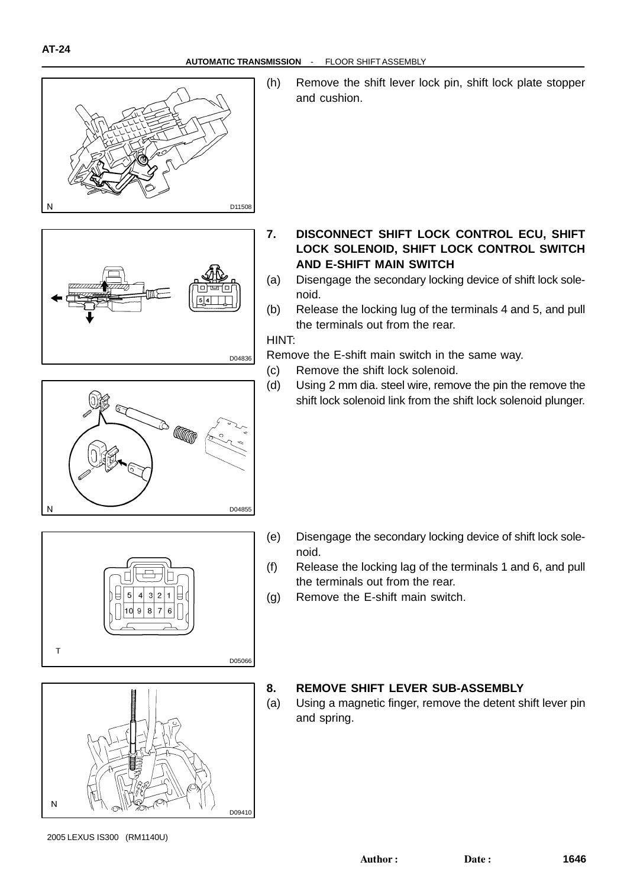(h) Remove the shift lever lock pin, shift lock plate stopper and cushion.

## 7. DISCONNECT SHIFT LOCK CONTROL ECU, SHIFT LOCK SOLENOID, SHIFT LOCK CONTROL SWITCH AND E-SHIFT MAIN SWITCH

(a) Disengage the secondary locking device of shift lock solenoid.

(b) Release the locking lug of the terminals 4 and 5, and pull the terminals out from the rear.

HINT:

Remove the E-shift main switch in the same way.

(c) Remove the shift lock solenoid.

(d) Using 2 mm dia. steel wire, remove the pin the remove the shift lock solenoid link from the shift lock solenoid plunger.

(e) Disengage the secondary locking device of shift lock solenoid.

(f) Release the locking lag of the terminals 1 and 6, and pull the terminals out from the rear.

(g) Remove the E-shift main switch.

## 8. REMOVE SHIFT LEVER SUB-ASSEMBLY

(a) Using a magnetic finger, remove the detent shift lever pin and spring.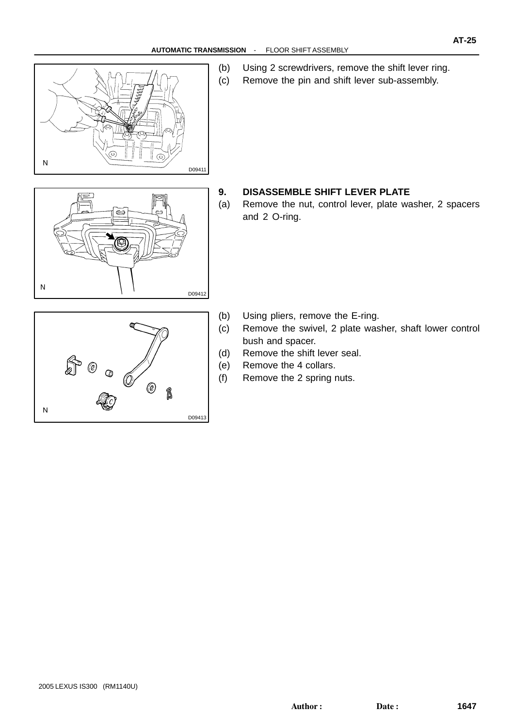(b) Using 2 screwdrivers, remove the shift lever ring.
(c) Remove the pin and shift lever sub-assembly.

N D09411

**9. DISASSEMBLE SHIFT LEVER PLATE**

(a) Remove the nut, control lever, plate washer, 2 spacers and 2 O-ring.

N D09412

(b) Using pliers, remove the E-ring.
(c) Remove the swivel, 2 plate washer, shaft lower control bush and spacer.
(d) Remove the shift lever seal.
(e) Remove the 4 collars.
(f) Remove the 2 spring nuts.

N D09413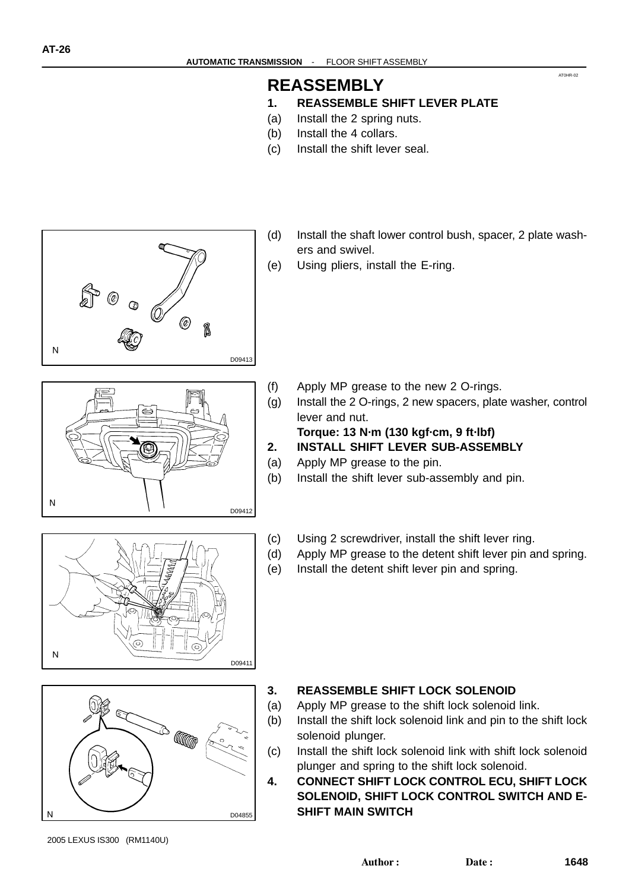# REASSEMBLY

## 1. REASSEMBLE SHIFT LEVER PLATE

(a) Install the 2 spring nuts.
(b) Install the 4 collars.
(c) Install the shift lever seal.

D09413

(d) Install the shaft lower control bush, spacer, 2 plate washers and swivel.
(e) Using pliers, install the E-ring.

D09412

(f) Apply MP grease to the new 2 O-rings.
(g) Install the 2 O-rings, 2 new spacers, plate washer, control lever and nut.
**Torque: 13 N·m (130 kgf·cm, 9 ft·lbf)**

## 2. INSTALL SHIFT LEVER SUB-ASSEMBLY

(a) Apply MP grease to the pin.
(b) Install the shift lever sub-assembly and pin.

D09411

(c) Using 2 screwdriver, install the shift lever ring.
(d) Apply MP grease to the detent shift lever pin and spring.
(e) Install the detent shift lever pin and spring.

D04855

## 3. REASSEMBLE SHIFT LOCK SOLENOID

(a) Apply MP grease to the shift lock solenoid link.
(b) Install the shift lock solenoid link and pin to the shift lock solenoid plunger.
(c) Install the shift lock solenoid link with shift lock solenoid plunger and spring to the shift lock solenoid.

## 4. CONNECT SHIFT LOCK CONTROL ECU, SHIFT LOCK SOLENOID, SHIFT LOCK CONTROL SWITCH AND E-SHIFT MAIN SWITCH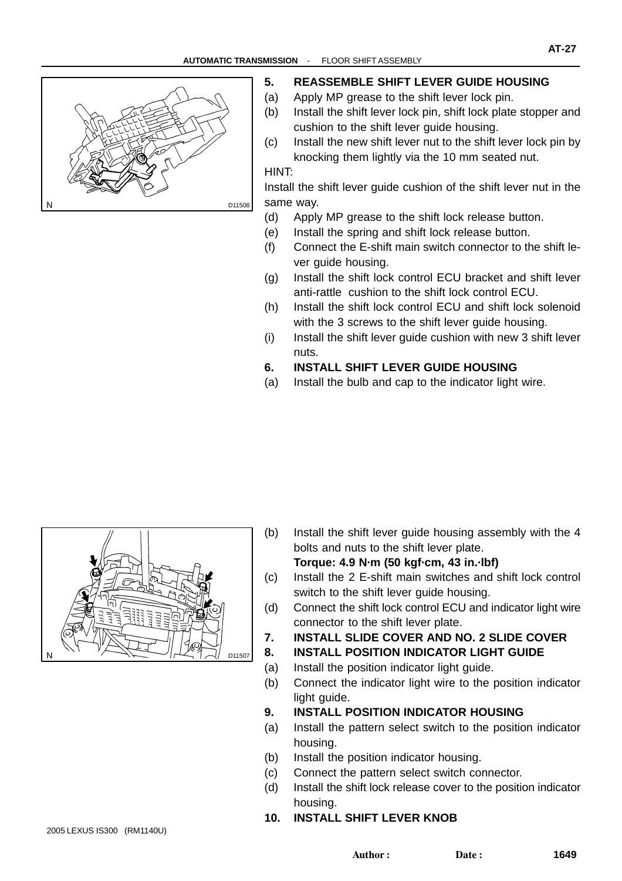## 5. REASSEMBLE SHIFT LEVER GUIDE HOUSING

(a) Apply MP grease to the shift lever lock pin.

(b) Install the shift lever lock pin, shift lock plate stopper and cushion to the shift lever guide housing.

(c) Install the new shift lever nut to the shift lever lock pin by knocking them lightly via the 10 mm seated nut.

HINT:

Install the shift lever guide cushion of the shift lever nut in the same way.

(d) Apply MP grease to the shift lock release button.

(e) Install the spring and shift lock release button.

(f) Connect the E-shift main switch connector to the shift lever guide housing.

(g) Install the shift lock control ECU bracket and shift lever anti-rattle cushion to the shift lock control ECU.

(h) Install the shift lock control ECU and shift lock solenoid with the 3 screws to the shift lever guide housing.

(i) Install the shift lever guide cushion with new 3 shift lever nuts.

## 6. INSTALL SHIFT LEVER GUIDE HOUSING

(a) Install the bulb and cap to the indicator light wire.

(b) Install the shift lever guide housing assembly with the 4 bolts and nuts to the shift lever plate.

**Torque: 4.9 N·m (50 kgf·cm, 43 in.·lbf)**

(c) Install the 2 E-shift main switches and shift lock control switch to the shift lever guide housing.

(d) Connect the shift lock control ECU and indicator light wire connector to the shift lever plate.

## 7. INSTALL SLIDE COVER AND NO. 2 SLIDE COVER

## 8. INSTALL POSITION INDICATOR LIGHT GUIDE

(a) Install the position indicator light guide.

(b) Connect the indicator light wire to the position indicator light guide.

## 9. INSTALL POSITION INDICATOR HOUSING

(a) Install the pattern select switch to the position indicator housing.

(b) Install the position indicator housing.

(c) Connect the pattern select switch connector.

(d) Install the shift lock release cover to the position indicator housing.

## 10. INSTALL SHIFT LEVER KNOB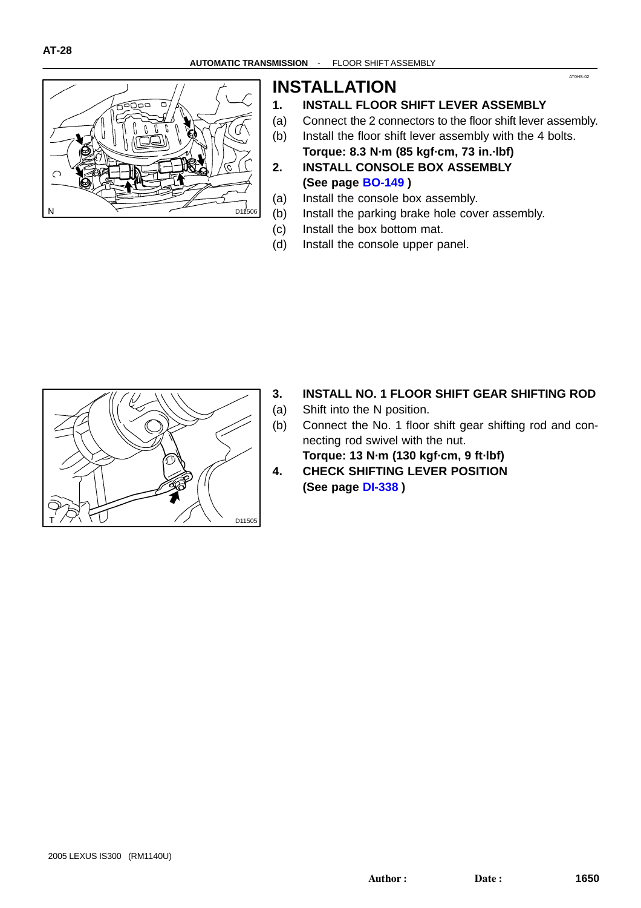# INSTALLATION

1. **INSTALL FLOOR SHIFT LEVER ASSEMBLY**

(a) Connect the 2 connectors to the floor shift lever assembly.

(b) Install the floor shift lever assembly with the 4 bolts.

**Torque: 8.3 N·m (85 kgf·cm, 73 in.·lbf)**

2. **INSTALL CONSOLE BOX ASSEMBLY (See page BO-149 )**

(a) Install the console box assembly.

(b) Install the parking brake hole cover assembly.

(c) Install the box bottom mat.

(d) Install the console upper panel.

3. **INSTALL NO. 1 FLOOR SHIFT GEAR SHIFTING ROD**

(a) Shift into the N position.

(b) Connect the No. 1 floor shift gear shifting rod and connecting rod swivel with the nut.

**Torque: 13 N·m (130 kgf·cm, 9 ft·lbf)**

4. **CHECK SHIFTING LEVER POSITION (See page DI-338 )**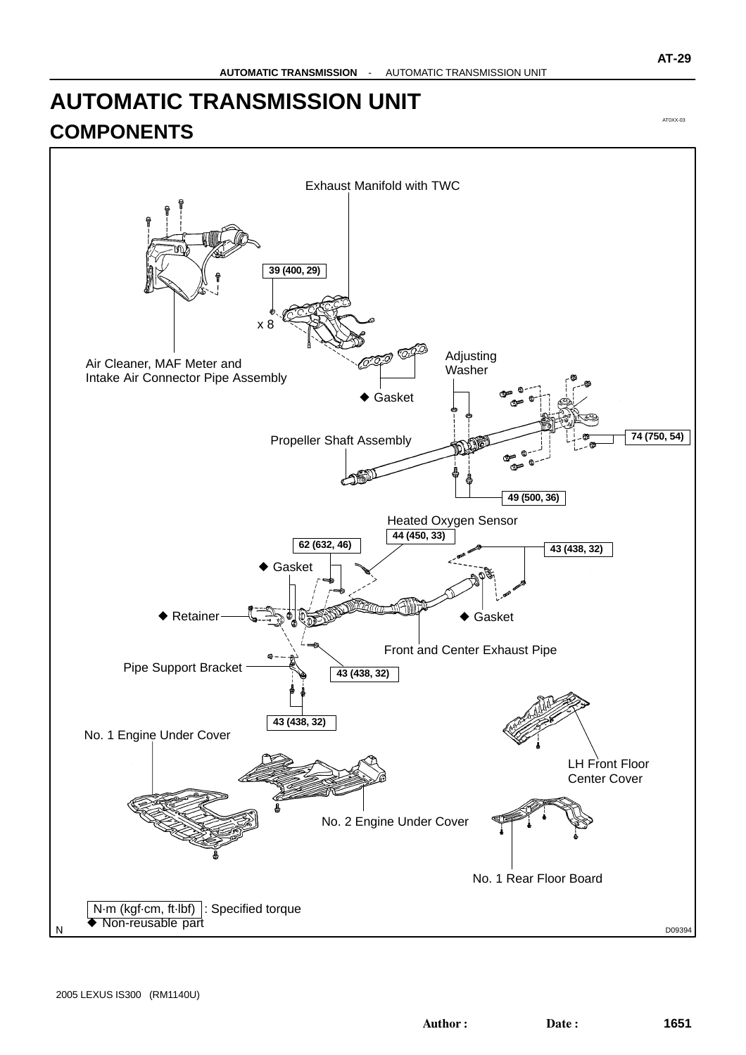# AUTOMATIC TRANSMISSION UNIT

## COMPONENTS

AT0XX-03

Exhaust Manifold with TWC

39 (400, 29)

x 8

Air Cleaner, MAF Meter and Intake Air Connector Pipe Assembly

◆ Gasket

Adjusting Washer

Propeller Shaft Assembly

74 (750, 54)

49 (500, 36)

Heated Oxygen Sensor

44 (450, 33)

62 (632, 46)

43 (438, 32)

◆ Gasket

◆ Retainer

◆ Gasket

Front and Center Exhaust Pipe

Pipe Support Bracket

43 (438, 32)

43 (438, 32)

No. 1 Engine Under Cover

LH Front Floor Center Cover

No. 2 Engine Under Cover

No. 1 Rear Floor Board

N·m (kgf·cm, ft·lbf) : Specified torque

◆ Non-reusable part

N

D09394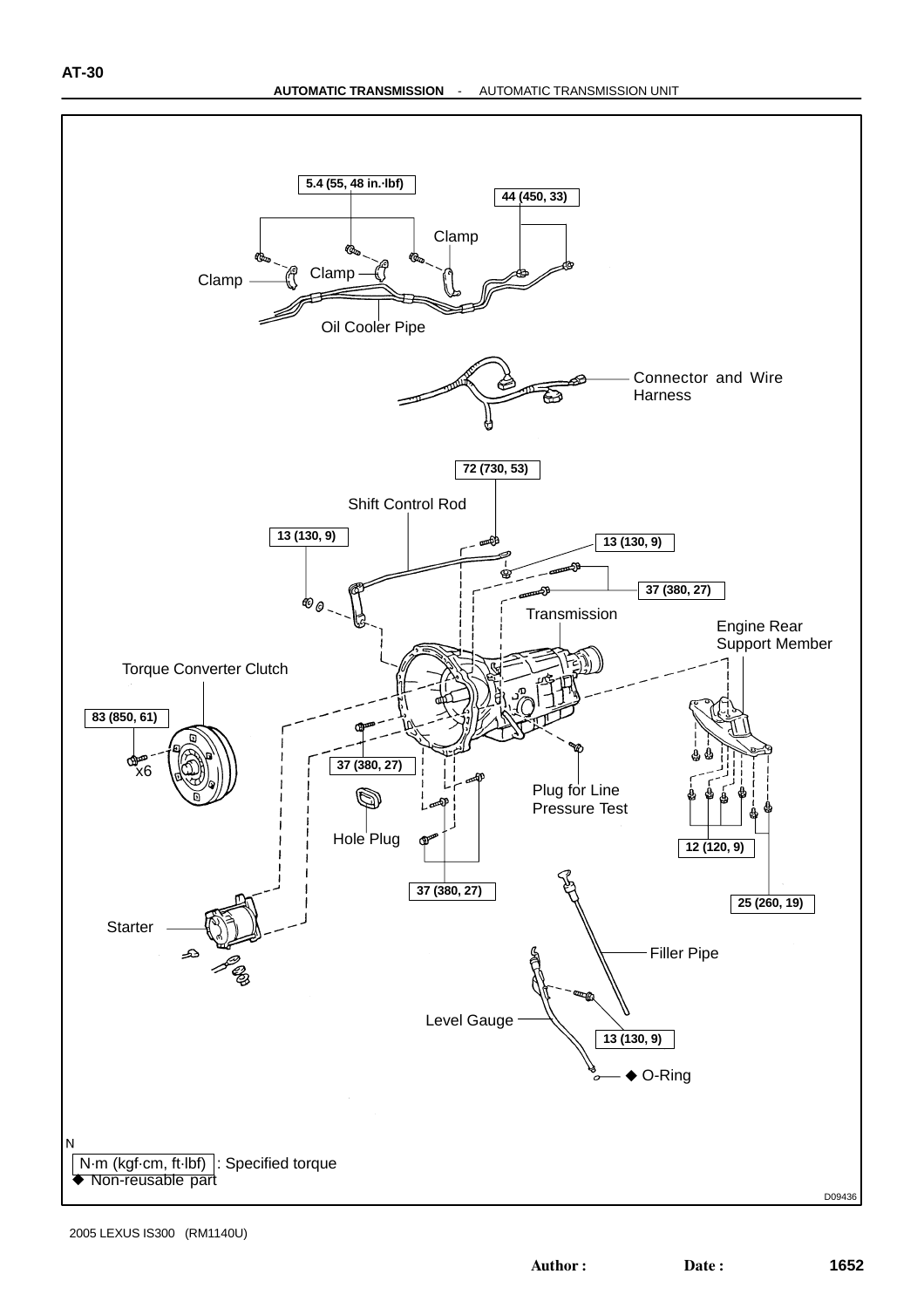5.4 (55, 48 in.·lbf)

44 (450, 33)

Clamp

Clamp

Clamp

Oil Cooler Pipe

Connector and Wire Harness

72 (730, 53)

Shift Control Rod

13 (130, 9)

13 (130, 9)

37 (380, 27)

Transmission

Engine Rear Support Member

Torque Converter Clutch

83 (850, 61)

x6

37 (380, 27)

Plug for Line Pressure Test

Hole Plug

12 (120, 9)

37 (380, 27)

25 (260, 19)

Starter

Filler Pipe

Level Gauge

13 (130, 9)

◆ O-Ring

N·m (kgf·cm, ft·lbf) : Specified torque

◆ Non-reusable part

D09436

2005 LEXUS IS300 (RM1140U)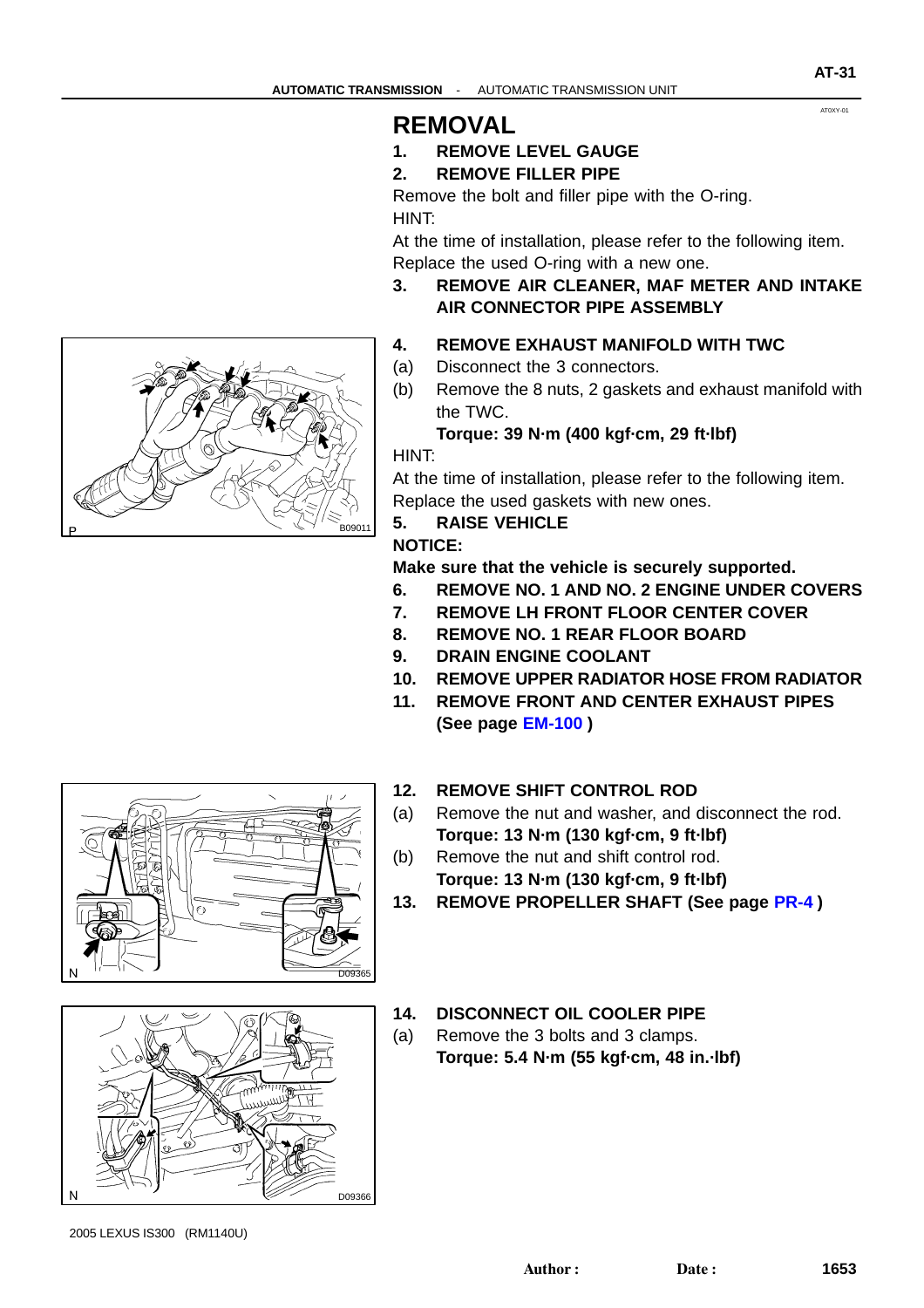# REMOVAL

**1. REMOVE LEVEL GAUGE**

**2. REMOVE FILLER PIPE**

Remove the bolt and filler pipe with the O-ring.

HINT:

At the time of installation, please refer to the following item.
Replace the used O-ring with a new one.

**3. REMOVE AIR CLEANER, MAF METER AND INTAKE AIR CONNECTOR PIPE ASSEMBLY**

**4. REMOVE EXHAUST MANIFOLD WITH TWC**

(a) Disconnect the 3 connectors.

(b) Remove the 8 nuts, 2 gaskets and exhaust manifold with the TWC.

**Torque: 39 N·m (400 kgf·cm, 29 ft·lbf)**

HINT:

At the time of installation, please refer to the following item.
Replace the used gaskets with new ones.

**5. RAISE VEHICLE**

**NOTICE:**

**Make sure that the vehicle is securely supported.**

**6. REMOVE NO. 1 AND NO. 2 ENGINE UNDER COVERS**

**7. REMOVE LH FRONT FLOOR CENTER COVER**

**8. REMOVE NO. 1 REAR FLOOR BOARD**

**9. DRAIN ENGINE COOLANT**

**10. REMOVE UPPER RADIATOR HOSE FROM RADIATOR**

**11. REMOVE FRONT AND CENTER EXHAUST PIPES (See page EM-100 )**

**12. REMOVE SHIFT CONTROL ROD**

(a) Remove the nut and washer, and disconnect the rod.

**Torque: 13 N·m (130 kgf·cm, 9 ft·lbf)**

(b) Remove the nut and shift control rod.

**Torque: 13 N·m (130 kgf·cm, 9 ft·lbf)**

**13. REMOVE PROPELLER SHAFT (See page PR-4 )**

**14. DISCONNECT OIL COOLER PIPE**

(a) Remove the 3 bolts and 3 clamps.

**Torque: 5.4 N·m (55 kgf·cm, 48 in.·lbf)**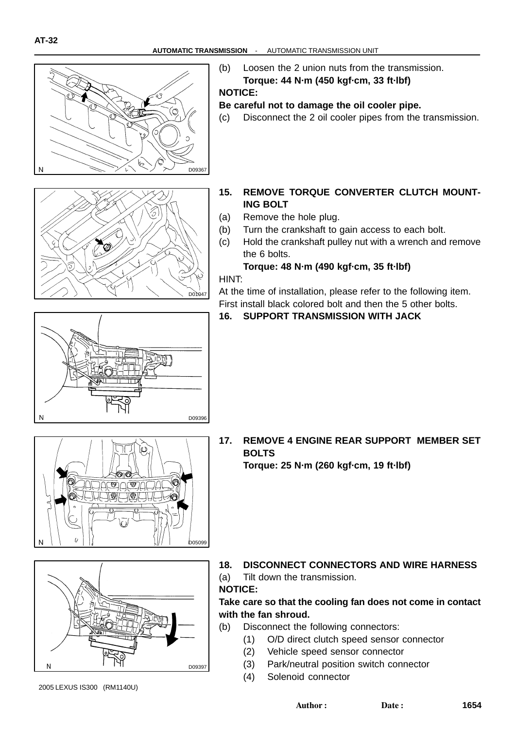(b) Loosen the 2 union nuts from the transmission.

**Torque: 44 N·m (450 kgf·cm, 33 ft·lbf)**

**NOTICE:**

**Be careful not to damage the oil cooler pipe.**

(c) Disconnect the 2 oil cooler pipes from the transmission.

D09367

**15. REMOVE TORQUE CONVERTER CLUTCH MOUNTING BOLT**

(a) Remove the hole plug.

(b) Turn the crankshaft to gain access to each bolt.

(c) Hold the crankshaft pulley nut with a wrench and remove the 6 bolts.

**Torque: 48 N·m (490 kgf·cm, 35 ft·lbf)**

HINT:

At the time of installation, please refer to the following item.
First install black colored bolt and then the 5 other bolts.

D01047

**16. SUPPORT TRANSMISSION WITH JACK**

D09396

**17. REMOVE 4 ENGINE REAR SUPPORT MEMBER SET BOLTS**

**Torque: 25 N·m (260 kgf·cm, 19 ft·lbf)**

D05099

**18. DISCONNECT CONNECTORS AND WIRE HARNESS**

(a) Tilt down the transmission.

**NOTICE:**

**Take care so that the cooling fan does not come in contact with the fan shroud.**

(b) Disconnect the following connectors:

(1) O/D direct clutch speed sensor connector

(2) Vehicle speed sensor connector

(3) Park/neutral position switch connector

(4) Solenoid connector

D09397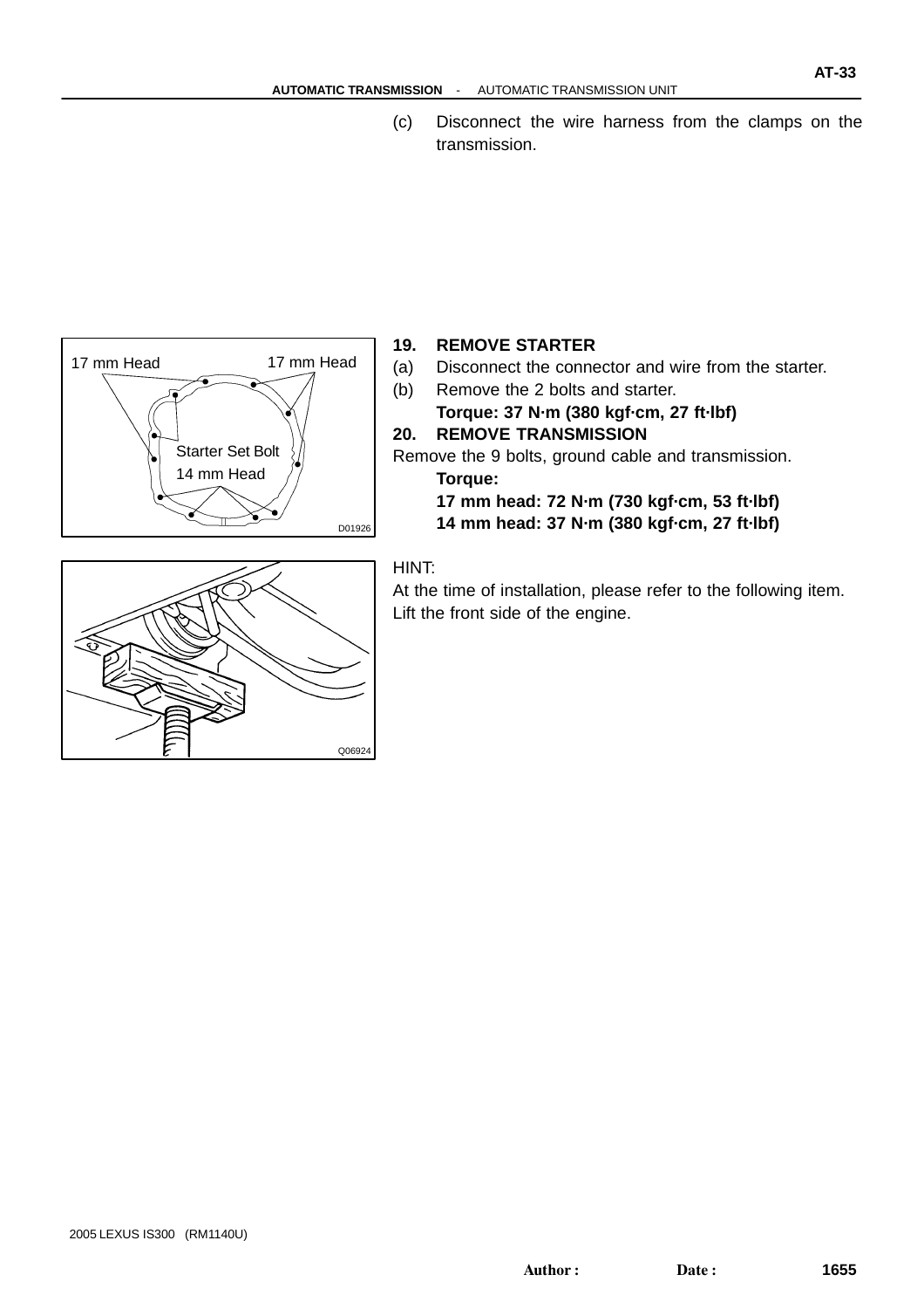(c) Disconnect the wire harness from the clamps on the transmission.

17 mm Head

17 mm Head

Starter Set Bolt

14 mm Head

D01926

**19. REMOVE STARTER**

(a) Disconnect the connector and wire from the starter.

(b) Remove the 2 bolts and starter.

**Torque: 37 N·m (380 kgf·cm, 27 ft·lbf)**

**20. REMOVE TRANSMISSION**

Remove the 9 bolts, ground cable and transmission.

**Torque:**

**17 mm head: 72 N·m (730 kgf·cm, 53 ft·lbf)**

**14 mm head: 37 N·m (380 kgf·cm, 27 ft·lbf)**

Q06924

HINT:

At the time of installation, please refer to the following item.

Lift the front side of the engine.

2005 LEXUS IS300 (RM1140U)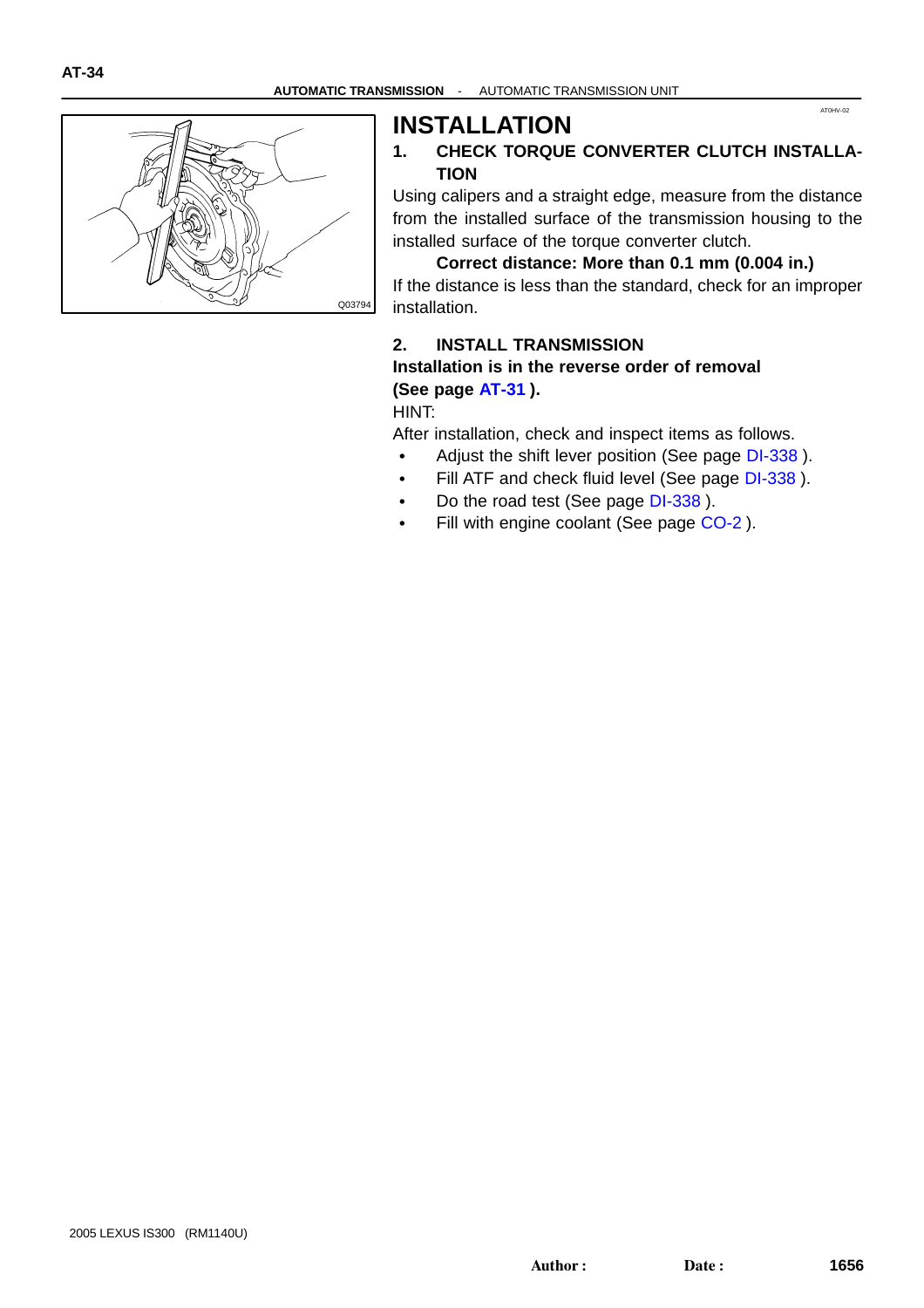# INSTALLATION

## 1. CHECK TORQUE CONVERTER CLUTCH INSTALLATION

Using calipers and a straight edge, measure from the distance from the installed surface of the transmission housing to the installed surface of the torque converter clutch.

**Correct distance: More than 0.1 mm (0.004 in.)**

If the distance is less than the standard, check for an improper installation.

Q03794

## 2. INSTALL TRANSMISSION

**Installation is in the reverse order of removal (See page AT-31 ).**

HINT:

After installation, check and inspect items as follows.

- Adjust the shift lever position (See page DI-338 ).
- Fill ATF and check fluid level (See page DI-338 ).
- Do the road test (See page DI-338 ).
- Fill with engine coolant (See page CO-2 ).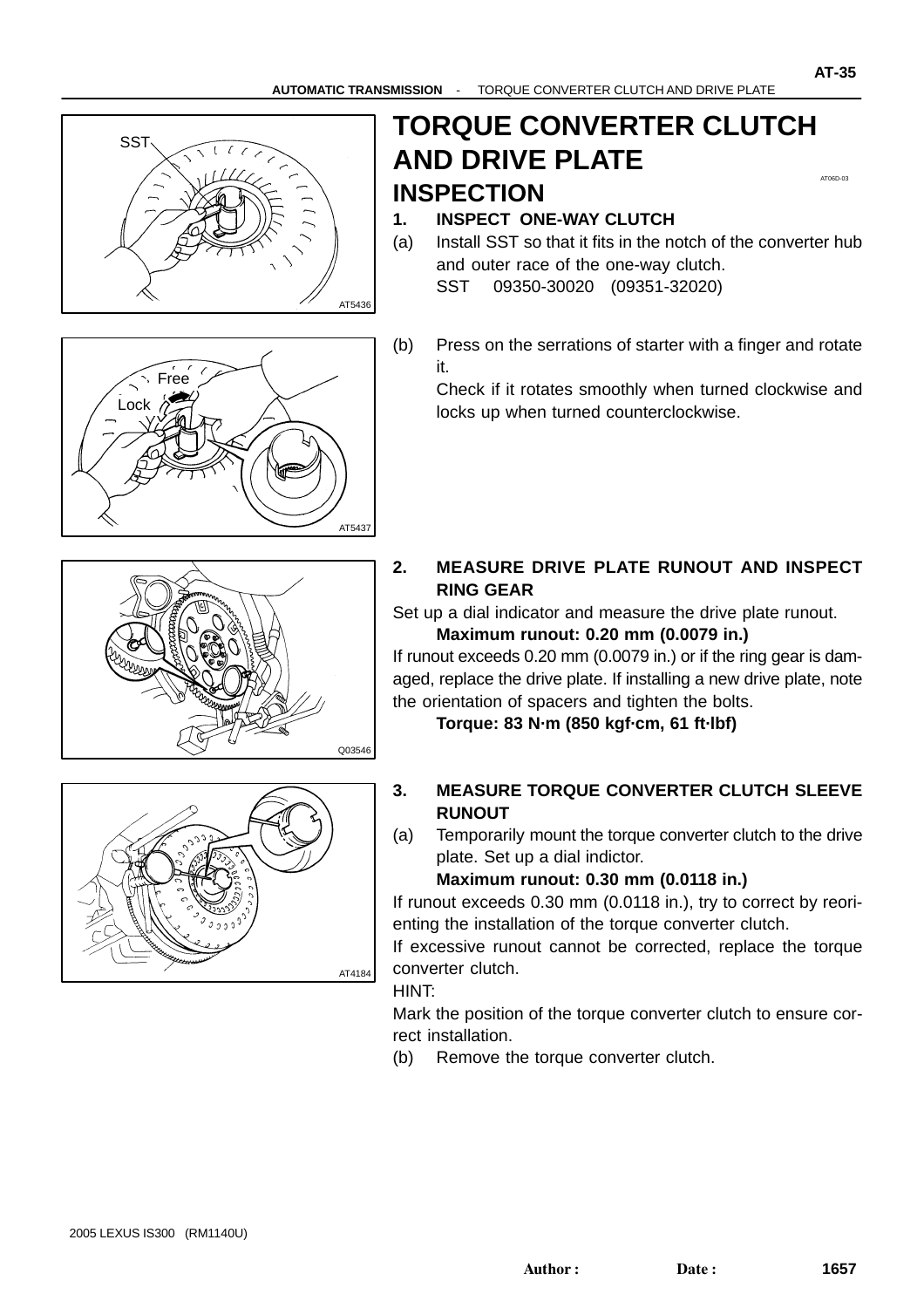# TORQUE CONVERTER CLUTCH AND DRIVE PLATE

AT06D-03

## INSPECTION

SST

AT5436

Free

Lock

AT5437

Q03546

AT4184

**1. INSPECT ONE-WAY CLUTCH**

(a) Install SST so that it fits in the notch of the converter hub and outer race of the one-way clutch.
SST 09350-30020 (09351-32020)

(b) Press on the serrations of starter with a finger and rotate it.
Check if it rotates smoothly when turned clockwise and locks up when turned counterclockwise.

**2. MEASURE DRIVE PLATE RUNOUT AND INSPECT RING GEAR**

Set up a dial indicator and measure the drive plate runout.

**Maximum runout: 0.20 mm (0.0079 in.)**

If runout exceeds 0.20 mm (0.0079 in.) or if the ring gear is damaged, replace the drive plate. If installing a new drive plate, note the orientation of spacers and tighten the bolts.

**Torque: 83 N·m (850 kgf·cm, 61 ft·lbf)**

**3. MEASURE TORQUE CONVERTER CLUTCH SLEEVE RUNOUT**

(a) Temporarily mount the torque converter clutch to the drive plate. Set up a dial indictor.

**Maximum runout: 0.30 mm (0.0118 in.)**

If runout exceeds 0.30 mm (0.0118 in.), try to correct by reorienting the installation of the torque converter clutch.

If excessive runout cannot be corrected, replace the torque converter clutch.

HINT:

Mark the position of the torque converter clutch to ensure correct installation.

(b) Remove the torque converter clutch.